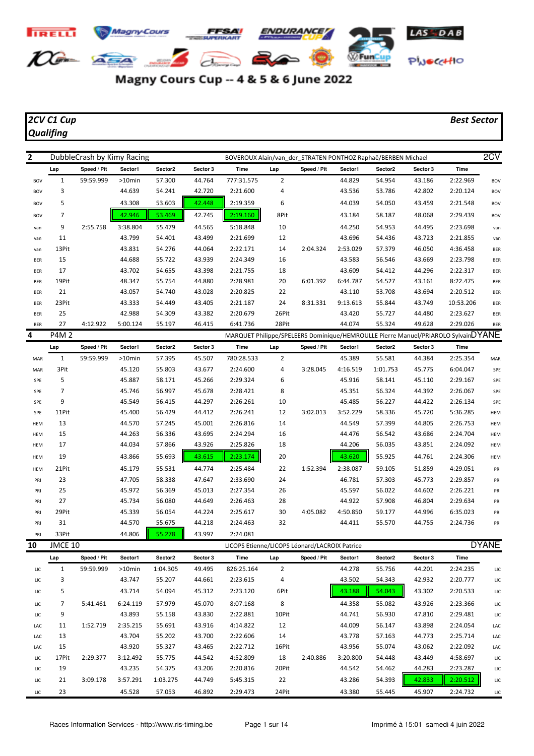# Magny Cours Cup -- 4 & 5 & 6 June 2022

## 2CV C1 Cup
## Qualifing

**Best Sector**

### 2 — DubbleCrash by Kimy Racing — BOVEROUX Alain/van_der_STRATEN PONTHOZ Raphaë/BERBEN Michael — 2CV

| | Lap | Speed / Pit | Sector1 | Sector2 | Sector 3 | Time | Lap | Speed / Pit | Sector1 | Sector2 | Sector 3 | Time | |
|---|---|---|---|---|---|---|---|---|---|---|---|---|---|
| BOV | 1 | 59:59.999 | >10min | 57.300 | 44.764 | 777:31.575 | 2 | | 44.829 | 54.954 | 43.186 | 2:22.969 | BOV |
| BOV | 3 | | 44.639 | 54.241 | 42.720 | 2:21.600 | 4 | | 43.536 | 53.786 | 42.802 | 2:20.124 | BOV |
| BOV | 5 | | 43.308 | 53.603 | 42.448 | 2:19.359 | 6 | | 44.039 | 54.050 | 43.459 | 2:21.548 | BOV |
| BOV | 7 | | 42.946 | 53.469 | 42.745 | 2:19.160 | 8Pit | | 43.184 | 58.187 | 48.068 | 2:29.439 | BOV |
| van | 9 | 2:55.758 | 3:38.804 | 55.479 | 44.565 | 5:18.848 | 10 | | 44.250 | 54.953 | 44.495 | 2:23.698 | van |
| van | 11 | | 43.799 | 54.401 | 43.499 | 2:21.699 | 12 | | 43.696 | 54.436 | 43.723 | 2:21.855 | van |
| van | 13Pit | | 43.831 | 54.276 | 44.064 | 2:22.171 | 14 | 2:04.324 | 2:53.029 | 57.379 | 46.050 | 4:36.458 | BER |
| BER | 15 | | 44.688 | 55.722 | 43.939 | 2:24.349 | 16 | | 43.583 | 56.546 | 43.669 | 2:23.798 | BER |
| BER | 17 | | 43.702 | 54.655 | 43.398 | 2:21.755 | 18 | | 43.609 | 54.412 | 44.296 | 2:22.317 | BER |
| BER | 19Pit | | 48.347 | 55.754 | 44.880 | 2:28.981 | 20 | 6:01.392 | 6:44.787 | 54.527 | 43.161 | 8:22.475 | BER |
| BER | 21 | | 43.057 | 54.740 | 43.028 | 2:20.825 | 22 | | 43.110 | 53.708 | 43.694 | 2:20.512 | BER |
| BER | 23Pit | | 43.333 | 54.449 | 43.405 | 2:21.187 | 24 | 8:31.331 | 9:13.613 | 55.844 | 43.749 | 10:53.206 | BER |
| BER | 25 | | 42.988 | 54.309 | 43.382 | 2:20.679 | 26Pit | | 43.420 | 55.727 | 44.480 | 2:23.627 | BER |
| BER | 27 | 4:12.922 | 5:00.124 | 55.197 | 46.415 | 6:41.736 | 28Pit | | 44.074 | 55.324 | 49.628 | 2:29.026 | BER |

### 4 — P4M 2 — MARQUET Philippe/SPELEERS Dominique/HEMROULLE Pierre Manuel/PRIAROLO Sylvain — DYANE

| | Lap | Speed / Pit | Sector1 | Sector2 | Sector 3 | Time | Lap | Speed / Pit | Sector1 | Sector2 | Sector 3 | Time | |
|---|---|---|---|---|---|---|---|---|---|---|---|---|---|
| MAR | 1 | 59:59.999 | >10min | 57.395 | 45.507 | 780:28.533 | 2 | | 45.389 | 55.581 | 44.384 | 2:25.354 | MAR |
| MAR | 3Pit | | 45.120 | 55.803 | 43.677 | 2:24.600 | 4 | 3:28.045 | 4:16.519 | 1:01.753 | 45.775 | 6:04.047 | SPE |
| SPE | 5 | | 45.887 | 58.171 | 45.266 | 2:29.324 | 6 | | 45.916 | 58.141 | 45.110 | 2:29.167 | SPE |
| SPE | 7 | | 45.746 | 56.997 | 45.678 | 2:28.421 | 8 | | 45.351 | 56.324 | 44.392 | 2:26.067 | SPE |
| SPE | 9 | | 45.549 | 56.415 | 44.297 | 2:26.261 | 10 | | 45.485 | 56.227 | 44.422 | 2:26.134 | SPE |
| SPE | 11Pit | | 45.400 | 56.429 | 44.412 | 2:26.241 | 12 | 3:02.013 | 3:52.229 | 58.336 | 45.720 | 5:36.285 | HEM |
| HEM | 13 | | 44.570 | 57.245 | 45.001 | 2:26.816 | 14 | | 44.549 | 57.399 | 44.805 | 2:26.753 | HEM |
| HEM | 15 | | 44.263 | 56.336 | 43.695 | 2:24.294 | 16 | | 44.476 | 56.542 | 43.686 | 2:24.704 | HEM |
| HEM | 17 | | 44.034 | 57.866 | 43.926 | 2:25.826 | 18 | | 44.206 | 56.035 | 43.851 | 2:24.092 | HEM |
| HEM | 19 | | 43.866 | 55.693 | 43.615 | 2:23.174 | 20 | | 43.620 | 55.925 | 44.761 | 2:24.306 | HEM |
| HEM | 21Pit | | 45.179 | 55.531 | 44.774 | 2:25.484 | 22 | 1:52.394 | 2:38.087 | 59.105 | 51.859 | 4:29.051 | PRI |
| PRI | 23 | | 47.705 | 58.338 | 47.647 | 2:33.690 | 24 | | 46.781 | 57.303 | 45.773 | 2:29.857 | PRI |
| PRI | 25 | | 45.972 | 56.369 | 45.013 | 2:27.354 | 26 | | 45.597 | 56.022 | 44.602 | 2:26.221 | PRI |
| PRI | 27 | | 45.734 | 56.080 | 44.649 | 2:26.463 | 28 | | 44.922 | 57.908 | 46.804 | 2:29.634 | PRI |
| PRI | 29Pit | | 45.339 | 56.054 | 44.224 | 2:25.617 | 30 | 4:05.082 | 4:50.850 | 59.177 | 44.996 | 6:35.023 | PRI |
| PRI | 31 | | 44.570 | 55.675 | 44.218 | 2:24.463 | 32 | | 44.411 | 55.570 | 44.755 | 2:24.736 | PRI |
| PRI | 33Pit | | 44.806 | 55.278 | 43.997 | 2:24.081 | | | | | | | |

### 10 — JMCE 10 — LICOPS Etienne/LICOPS Léonard/LACROIX Patrice — DYANE

| | Lap | Speed / Pit | Sector1 | Sector2 | Sector 3 | Time | Lap | Speed / Pit | Sector1 | Sector2 | Sector 3 | Time | |
|---|---|---|---|---|---|---|---|---|---|---|---|---|---|
| LIC | 1 | 59:59.999 | >10min | 1:04.305 | 49.495 | 826:25.164 | 2 | | 44.278 | 55.756 | 44.201 | 2:24.235 | LIC |
| LIC | 3 | | 43.747 | 55.207 | 44.661 | 2:23.615 | 4 | | 43.502 | 54.343 | 42.932 | 2:20.777 | LIC |
| LIC | 5 | | 43.714 | 54.094 | 45.312 | 2:23.120 | 6Pit | | 43.188 | 54.043 | 43.302 | 2:20.533 | LIC |
| LIC | 7 | 5:41.461 | 6:24.119 | 57.979 | 45.070 | 8:07.168 | 8 | | 44.358 | 55.082 | 43.926 | 2:23.366 | LIC |
| LIC | 9 | | 43.893 | 55.158 | 43.830 | 2:22.881 | 10Pit | | 44.741 | 56.930 | 47.810 | 2:29.481 | LIC |
| LAC | 11 | 1:52.719 | 2:35.215 | 55.691 | 43.916 | 4:14.822 | 12 | | 44.009 | 56.147 | 43.898 | 2:24.054 | LAC |
| LAC | 13 | | 43.704 | 55.202 | 43.700 | 2:22.606 | 14 | | 43.778 | 57.163 | 44.773 | 2:25.714 | LAC |
| LAC | 15 | | 43.920 | 55.327 | 43.465 | 2:22.712 | 16Pit | | 43.956 | 55.074 | 43.062 | 2:22.092 | LAC |
| LIC | 17Pit | 2:29.377 | 3:12.492 | 55.775 | 44.542 | 4:52.809 | 18 | 2:40.886 | 3:20.800 | 54.448 | 43.449 | 4:58.697 | LIC |
| LIC | 19 | | 43.235 | 54.375 | 43.206 | 2:20.816 | 20Pit | | 44.542 | 54.462 | 44.283 | 2:23.287 | LIC |
| LIC | 21 | 3:09.178 | 3:57.291 | 1:03.275 | 44.749 | 5:45.315 | 22 | | 43.286 | 54.393 | 42.833 | 2:20.512 | LIC |
| LIC | 23 | | 45.528 | 57.053 | 46.892 | 2:29.473 | 24Pit | | 43.380 | 55.445 | 45.907 | 2:24.732 | LIC |

Races Information Services - http://www.ris-timing.be

Imprimé à 15:01 samedi 4 juin 2022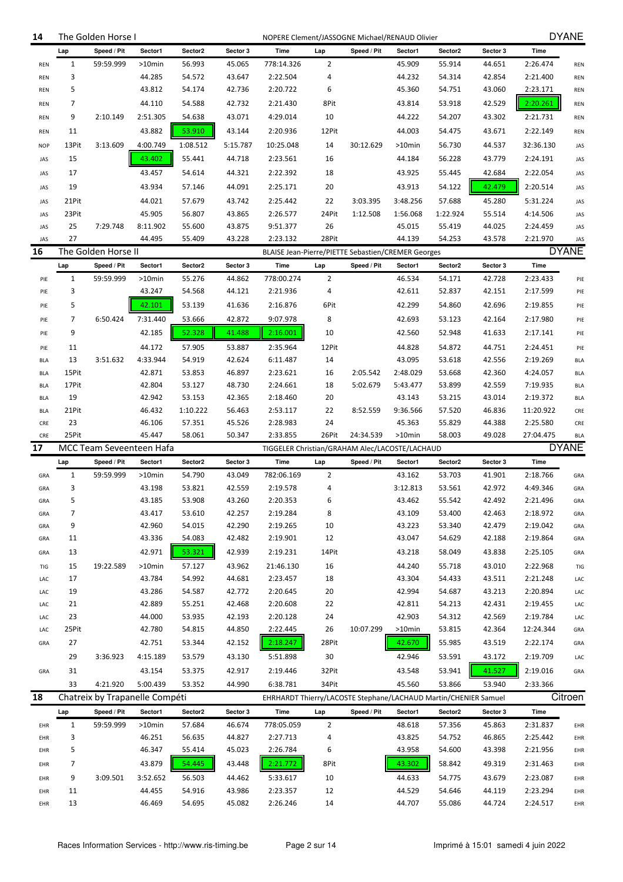## 14 The Golden Horse I — NOPERE Clement/JASSOGNE Michael/RENAUD Olivier — DYANE

| | Lap | Speed / Pit | Sector1 | Sector2 | Sector 3 | Time | Lap | Speed / Pit | Sector1 | Sector2 | Sector 3 | Time | |
|---|---|---|---|---|---|---|---|---|---|---|---|---|---|
| REN | 1 | 59:59.999 | >10min | 56.993 | 45.065 | 778:14.326 | 2 | | 45.909 | 55.914 | 44.651 | 2:26.474 | REN |
| REN | 3 | | 44.285 | 54.572 | 43.647 | 2:22.504 | 4 | | 44.232 | 54.314 | 42.854 | 2:21.400 | REN |
| REN | 5 | | 43.812 | 54.174 | 42.736 | 2:20.722 | 6 | | 45.360 | 54.751 | 43.060 | 2:23.171 | REN |
| REN | 7 | | 44.110 | 54.588 | 42.732 | 2:21.430 | 8Pit | | 43.814 | 53.918 | 42.529 | 2:20.261 | REN |
| REN | 9 | 2:10.149 | 2:51.305 | 54.638 | 43.071 | 4:29.014 | 10 | | 44.222 | 54.207 | 43.302 | 2:21.731 | REN |
| REN | 11 | | 43.882 | 53.910 | 43.144 | 2:20.936 | 12Pit | | 44.003 | 54.475 | 43.671 | 2:22.149 | REN |
| NOP | 13Pit | 3:13.609 | 4:00.749 | 1:08.512 | 5:15.787 | 10:25.048 | 14 | 30:12.629 | >10min | 56.730 | 44.537 | 32:36.130 | JAS |
| JAS | 15 | | 43.402 | 55.441 | 44.718 | 2:23.561 | 16 | | 44.184 | 56.228 | 43.779 | 2:24.191 | JAS |
| JAS | 17 | | 43.457 | 54.614 | 44.321 | 2:22.392 | 18 | | 43.925 | 55.445 | 42.684 | 2:22.054 | JAS |
| JAS | 19 | | 43.934 | 57.146 | 44.091 | 2:25.171 | 20 | | 43.913 | 54.122 | 42.479 | 2:20.514 | JAS |
| JAS | 21Pit | | 44.021 | 57.679 | 43.742 | 2:25.442 | 22 | 3:03.395 | 3:48.256 | 57.688 | 45.280 | 5:31.224 | JAS |
| JAS | 23Pit | | 45.905 | 56.807 | 43.865 | 2:26.577 | 24Pit | 1:12.508 | 1:56.068 | 1:22.924 | 55.514 | 4:14.506 | JAS |
| JAS | 25 | 7:29.748 | 8:11.902 | 55.600 | 43.875 | 9:51.377 | 26 | | 45.015 | 55.419 | 44.025 | 2:24.459 | JAS |
| JAS | 27 | | 44.495 | 55.409 | 43.228 | 2:23.132 | 28Pit | | 44.139 | 54.253 | 43.578 | 2:21.970 | JAS |

## 16 The Golden Horse II — BLAISE Jean-Pierre/PIETTE Sebastien/CREMER Georges — DYANE

| | Lap | Speed / Pit | Sector1 | Sector2 | Sector 3 | Time | Lap | Speed / Pit | Sector1 | Sector2 | Sector 3 | Time | |
|---|---|---|---|---|---|---|---|---|---|---|---|---|---|
| PIE | 1 | 59:59.999 | >10min | 55.276 | 44.862 | 778:00.274 | 2 | | 46.534 | 54.171 | 42.728 | 2:23.433 | PIE |
| PIE | 3 | | 43.247 | 54.568 | 44.121 | 2:21.936 | 4 | | 42.611 | 52.837 | 42.151 | 2:17.599 | PIE |
| PIE | 5 | | 42.101 | 53.139 | 41.636 | 2:16.876 | 6Pit | | 42.299 | 54.860 | 42.696 | 2:19.855 | PIE |
| PIE | 7 | 6:50.424 | 7:31.440 | 53.666 | 42.872 | 9:07.978 | 8 | | 42.693 | 53.123 | 42.164 | 2:17.980 | PIE |
| PIE | 9 | | 42.185 | 52.328 | 41.488 | 2:16.001 | 10 | | 42.560 | 52.948 | 41.633 | 2:17.141 | PIE |
| PIE | 11 | | 44.172 | 57.905 | 53.887 | 2:35.964 | 12Pit | | 44.828 | 54.872 | 44.751 | 2:24.451 | PIE |
| BLA | 13 | 3:51.632 | 4:33.944 | 54.919 | 42.624 | 6:11.487 | 14 | | 43.095 | 53.618 | 42.556 | 2:19.269 | BLA |
| BLA | 15Pit | | 42.871 | 53.853 | 46.897 | 2:23.621 | 16 | 2:05.542 | 2:48.029 | 53.668 | 42.360 | 4:24.057 | BLA |
| BLA | 17Pit | | 42.804 | 53.127 | 48.730 | 2:24.661 | 18 | 5:02.679 | 5:43.477 | 53.899 | 42.559 | 7:19.935 | BLA |
| BLA | 19 | | 42.942 | 53.153 | 42.365 | 2:18.460 | 20 | | 43.143 | 53.215 | 43.014 | 2:19.372 | BLA |
| BLA | 21Pit | | 46.432 | 1:10.222 | 56.463 | 2:53.117 | 22 | 8:52.559 | 9:36.566 | 57.520 | 46.836 | 11:20.922 | CRE |
| CRE | 23 | | 46.106 | 57.351 | 45.526 | 2:28.983 | 24 | | 45.363 | 55.829 | 44.388 | 2:25.580 | CRE |
| CRE | 25Pit | | 45.447 | 58.061 | 50.347 | 2:33.855 | 26Pit | 24:34.539 | >10min | 58.003 | 49.028 | 27:04.475 | BLA |

## 17 MCC Team Seveenteen Hafa — TIGGELER Christian/GRAHAM Alec/LACOSTE/LACHAUD — DYANE

| | Lap | Speed / Pit | Sector1 | Sector2 | Sector 3 | Time | Lap | Speed / Pit | Sector1 | Sector2 | Sector 3 | Time | |
|---|---|---|---|---|---|---|---|---|---|---|---|---|---|
| GRA | 1 | 59:59.999 | >10min | 54.790 | 43.049 | 782:06.169 | 2 | | 43.162 | 53.703 | 41.901 | 2:18.766 | GRA |
| GRA | 3 | | 43.198 | 53.821 | 42.559 | 2:19.578 | 4 | | 3:12.813 | 53.561 | 42.972 | 4:49.346 | GRA |
| GRA | 5 | | 43.185 | 53.908 | 43.260 | 2:20.353 | 6 | | 43.462 | 55.542 | 42.492 | 2:21.496 | GRA |
| GRA | 7 | | 43.417 | 53.610 | 42.257 | 2:19.284 | 8 | | 43.109 | 53.400 | 42.463 | 2:18.972 | GRA |
| GRA | 9 | | 42.960 | 54.015 | 42.290 | 2:19.265 | 10 | | 43.223 | 53.340 | 42.479 | 2:19.042 | GRA |
| GRA | 11 | | 43.336 | 54.083 | 42.482 | 2:19.901 | 12 | | 43.047 | 54.629 | 42.188 | 2:19.864 | GRA |
| GRA | 13 | | 42.971 | 53.321 | 42.939 | 2:19.231 | 14Pit | | 43.218 | 58.049 | 43.838 | 2:25.105 | GRA |
| TIG | 15 | 19:22.589 | >10min | 57.127 | 43.962 | 21:46.130 | 16 | | 44.240 | 55.718 | 43.010 | 2:22.968 | TIG |
| LAC | 17 | | 43.784 | 54.992 | 44.681 | 2:23.457 | 18 | | 43.304 | 54.433 | 43.511 | 2:21.248 | LAC |
| LAC | 19 | | 43.286 | 54.587 | 42.772 | 2:20.645 | 20 | | 42.994 | 54.687 | 43.213 | 2:20.894 | LAC |
| LAC | 21 | | 42.889 | 55.251 | 42.468 | 2:20.608 | 22 | | 42.811 | 54.213 | 42.431 | 2:19.455 | LAC |
| LAC | 23 | | 44.000 | 53.935 | 42.193 | 2:20.128 | 24 | | 42.903 | 54.312 | 42.569 | 2:19.784 | LAC |
| LAC | 25Pit | | 42.780 | 54.815 | 44.850 | 2:22.445 | 26 | 10:07.299 | >10min | 53.815 | 42.364 | 12:24.344 | GRA |
| GRA | 27 | | 42.751 | 53.344 | 42.152 | 2:18.247 | 28Pit | | 42.670 | 55.985 | 43.519 | 2:22.174 | GRA |
| | 29 | 3:36.923 | 4:15.189 | 53.579 | 43.130 | 5:51.898 | 30 | | 42.946 | 53.591 | 43.172 | 2:19.709 | LAC |
| GRA | 31 | | 43.154 | 53.375 | 42.917 | 2:19.446 | 32Pit | | 43.548 | 53.941 | 41.527 | 2:19.016 | GRA |
| | 33 | 4:21.920 | 5:00.439 | 53.352 | 44.990 | 6:38.781 | 34Pit | | 45.560 | 53.866 | 53.940 | 2:33.366 | |

## 18 Chatreix by Trapanelle Compéti — EHRHARDT Thierry/LACOSTE Stephane/LACHAUD Martin/CHENIER Samuel — Citroen

| | Lap | Speed / Pit | Sector1 | Sector2 | Sector 3 | Time | Lap | Speed / Pit | Sector1 | Sector2 | Sector 3 | Time | |
|---|---|---|---|---|---|---|---|---|---|---|---|---|---|
| EHR | 1 | 59:59.999 | >10min | 57.684 | 46.674 | 778:05.059 | 2 | | 48.618 | 57.356 | 45.863 | 2:31.837 | EHR |
| EHR | 3 | | 46.251 | 56.635 | 44.827 | 2:27.713 | 4 | | 43.825 | 54.752 | 46.865 | 2:25.442 | EHR |
| EHR | 5 | | 46.347 | 55.414 | 45.023 | 2:26.784 | 6 | | 43.958 | 54.600 | 43.398 | 2:21.956 | EHR |
| EHR | 7 | | 43.879 | 54.445 | 43.448 | 2:21.772 | 8Pit | | 43.302 | 58.842 | 49.319 | 2:31.463 | EHR |
| EHR | 9 | 3:09.501 | 3:52.652 | 56.503 | 44.462 | 5:33.617 | 10 | | 44.633 | 54.775 | 43.679 | 2:23.087 | EHR |
| EHR | 11 | | 44.455 | 54.916 | 43.986 | 2:23.357 | 12 | | 44.529 | 54.646 | 44.119 | 2:23.294 | EHR |
| EHR | 13 | | 46.469 | 54.695 | 45.082 | 2:26.246 | 14 | | 44.707 | 55.086 | 44.724 | 2:24.517 | EHR |

Races Information Services - http://www.ris-timing.be — Imprimé à 15:01 samedi 4 juin 2022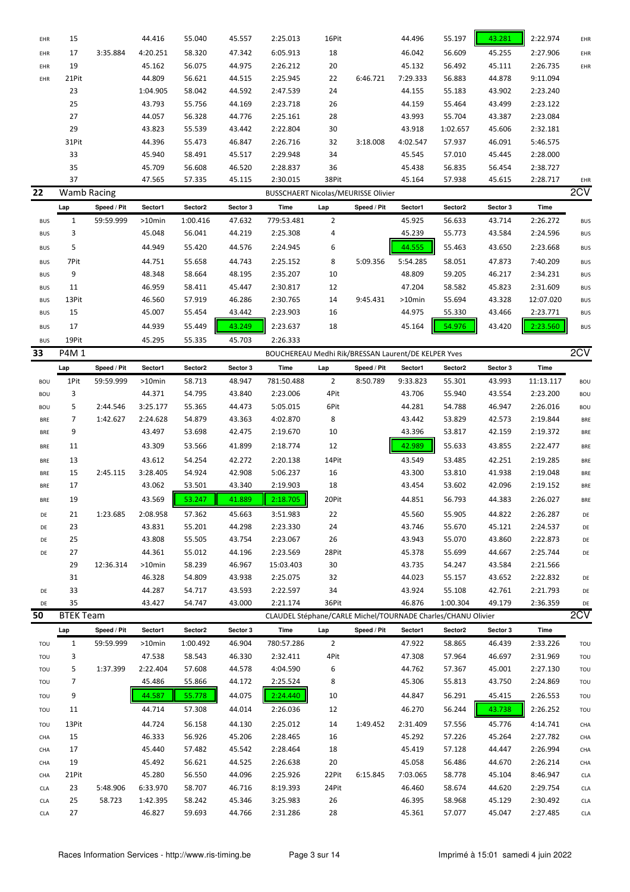| | Lap | Speed / Pit | Sector1 | Sector2 | Sector 3 | Time | Lap | Speed / Pit | Sector1 | Sector2 | Sector 3 | Time | |
|---|---|---|---|---|---|---|---|---|---|---|---|---|---|
| EHR | 15 | | 44.416 | 55.040 | 45.557 | 2:25.013 | 16Pit | | 44.496 | 55.197 | 43.281 | 2:22.974 | EHR |
| EHR | 17 | 3:35.884 | 4:20.251 | 58.320 | 47.342 | 6:05.913 | 18 | | 46.042 | 56.609 | 45.255 | 2:27.906 | EHR |
| EHR | 19 | | 45.162 | 56.075 | 44.975 | 2:26.212 | 20 | | 45.132 | 56.492 | 45.111 | 2:26.735 | EHR |
| EHR | 21Pit | | 44.809 | 56.621 | 44.515 | 2:25.945 | 22 | 6:46.721 | 7:29.333 | 56.883 | 44.878 | 9:11.094 | EHR |
| | 23 | | 1:04.905 | 58.042 | 44.592 | 2:47.539 | 24 | | 44.155 | 55.183 | 43.902 | 2:23.240 | |
| | 25 | | 43.793 | 55.756 | 44.169 | 2:23.718 | 26 | | 44.159 | 55.464 | 43.499 | 2:23.122 | |
| | 27 | | 44.057 | 56.328 | 44.776 | 2:25.161 | 28 | | 43.993 | 55.704 | 43.387 | 2:23.084 | |
| | 29 | | 43.823 | 55.539 | 43.442 | 2:22.804 | 30 | | 43.918 | 1:02.657 | 45.606 | 2:32.181 | |
| | 31Pit | | 44.396 | 55.473 | 46.847 | 2:26.716 | 32 | 3:18.008 | 4:02.547 | 57.937 | 46.091 | 5:46.575 | |
| | 33 | | 45.940 | 58.491 | 45.517 | 2:29.948 | 34 | | 45.545 | 57.010 | 45.445 | 2:28.000 | |
| | 35 | | 45.709 | 56.608 | 46.520 | 2:28.837 | 36 | | 45.438 | 56.835 | 56.454 | 2:38.727 | |
| | 37 | | 47.565 | 57.335 | 45.115 | 2:30.015 | 38Pit | | 45.164 | 57.938 | 45.615 | 2:28.717 | EHR |

## 22 Wamb Racing — BUSSCHAERT Nicolas/MEURISSE Olivier — 2CV

| | Lap | Speed / Pit | Sector1 | Sector2 | Sector 3 | Time | Lap | Speed / Pit | Sector1 | Sector2 | Sector 3 | Time | |
|---|---|---|---|---|---|---|---|---|---|---|---|---|---|
| BUS | 1 | 59:59.999 | >10min | 1:00.416 | 47.632 | 779:53.481 | 2 | | 45.925 | 56.633 | 43.714 | 2:26.272 | BUS |
| BUS | 3 | | 45.048 | 56.041 | 44.219 | 2:25.308 | 4 | | 45.239 | 55.773 | 43.584 | 2:24.596 | BUS |
| BUS | 5 | | 44.949 | 55.420 | 44.576 | 2:24.945 | 6 | | 44.555 | 55.463 | 43.650 | 2:23.668 | BUS |
| BUS | 7Pit | | 44.751 | 55.658 | 44.743 | 2:25.152 | 8 | 5:09.356 | 5:54.285 | 58.051 | 47.873 | 7:40.209 | BUS |
| BUS | 9 | | 48.348 | 58.664 | 48.195 | 2:35.207 | 10 | | 48.809 | 59.205 | 46.217 | 2:34.231 | BUS |
| BUS | 11 | | 46.959 | 58.411 | 45.447 | 2:30.817 | 12 | | 47.204 | 58.582 | 45.823 | 2:31.609 | BUS |
| BUS | 13Pit | | 46.560 | 57.919 | 46.286 | 2:30.765 | 14 | 9:45.431 | >10min | 55.694 | 43.328 | 12:07.020 | BUS |
| BUS | 15 | | 45.007 | 55.454 | 43.442 | 2:23.903 | 16 | | 44.975 | 55.330 | 43.466 | 2:23.771 | BUS |
| BUS | 17 | | 44.939 | 55.449 | 43.249 | 2:23.637 | 18 | | 45.164 | 54.976 | 43.420 | 2:23.560 | BUS |
| BUS | 19Pit | | 45.295 | 55.335 | 45.703 | 2:26.333 | | | | | | | |

## 33 P4M 1 — BOUCHEREAU Medhi Rik/BRESSAN Laurent/DE KELPER Yves — 2CV

| | Lap | Speed / Pit | Sector1 | Sector2 | Sector 3 | Time | Lap | Speed / Pit | Sector1 | Sector2 | Sector 3 | Time | |
|---|---|---|---|---|---|---|---|---|---|---|---|---|---|
| BOU | 1Pit | 59:59.999 | >10min | 58.713 | 48.947 | 781:50.488 | 2 | 8:50.789 | 9:33.823 | 55.301 | 43.993 | 11:13.117 | BOU |
| BOU | 3 | | 44.371 | 54.795 | 43.840 | 2:23.006 | 4Pit | | 43.706 | 55.940 | 43.554 | 2:23.200 | BOU |
| BOU | 5 | 2:44.546 | 3:25.177 | 55.365 | 44.473 | 5:05.015 | 6Pit | | 44.281 | 54.788 | 46.947 | 2:26.016 | BOU |
| BRE | 7 | 1:42.627 | 2:24.628 | 54.879 | 43.363 | 4:02.870 | 8 | | 43.442 | 53.829 | 42.573 | 2:19.844 | BRE |
| BRE | 9 | | 43.497 | 53.698 | 42.475 | 2:19.670 | 10 | | 43.396 | 53.817 | 42.159 | 2:19.372 | BRE |
| BRE | 11 | | 43.309 | 53.566 | 41.899 | 2:18.774 | 12 | | 42.989 | 55.633 | 43.855 | 2:22.477 | BRE |
| BRE | 13 | | 43.612 | 54.254 | 42.272 | 2:20.138 | 14Pit | | 43.549 | 53.485 | 42.251 | 2:19.285 | BRE |
| BRE | 15 | 2:45.115 | 3:28.405 | 54.924 | 42.908 | 5:06.237 | 16 | | 43.300 | 53.810 | 41.938 | 2:19.048 | BRE |
| BRE | 17 | | 43.062 | 53.501 | 43.340 | 2:19.903 | 18 | | 43.454 | 53.602 | 42.096 | 2:19.152 | BRE |
| BRE | 19 | | 43.569 | 53.247 | 41.889 | 2:18.705 | 20Pit | | 44.851 | 56.793 | 44.383 | 2:26.027 | BRE |
| DE | 21 | 1:23.685 | 2:08.958 | 57.362 | 45.663 | 3:51.983 | 22 | | 45.560 | 55.905 | 44.822 | 2:26.287 | DE |
| DE | 23 | | 43.831 | 55.201 | 44.298 | 2:23.330 | 24 | | 43.746 | 55.670 | 45.121 | 2:24.537 | DE |
| DE | 25 | | 43.808 | 55.505 | 43.754 | 2:23.067 | 26 | | 43.943 | 55.070 | 43.860 | 2:22.873 | DE |
| DE | 27 | | 44.361 | 55.012 | 44.196 | 2:23.569 | 28Pit | | 45.378 | 55.699 | 44.667 | 2:25.744 | DE |
| | 29 | 12:36.314 | >10min | 58.239 | 46.967 | 15:03.403 | 30 | | 43.735 | 54.247 | 43.584 | 2:21.566 | |
| | 31 | | 46.328 | 54.809 | 43.938 | 2:25.075 | 32 | | 44.023 | 55.157 | 43.652 | 2:22.832 | DE |
| DE | 33 | | 44.287 | 54.717 | 43.593 | 2:22.597 | 34 | | 43.924 | 55.108 | 42.761 | 2:21.793 | DE |
| DE | 35 | | 43.427 | 54.747 | 43.000 | 2:21.174 | 36Pit | | 46.876 | 1:00.304 | 49.179 | 2:36.359 | DE |

## 50 BTEK Team — CLAUDEL Stéphane/CARLE Michel/TOURNADE Charles/CHANU Olivier — 2CV

| | Lap | Speed / Pit | Sector1 | Sector2 | Sector 3 | Time | Lap | Speed / Pit | Sector1 | Sector2 | Sector 3 | Time | |
|---|---|---|---|---|---|---|---|---|---|---|---|---|---|
| TOU | 1 | 59:59.999 | >10min | 1:00.492 | 46.904 | 780:57.286 | 2 | | 47.922 | 58.865 | 46.439 | 2:33.226 | TOU |
| TOU | 3 | | 47.538 | 58.543 | 46.330 | 2:32.411 | 4Pit | | 47.308 | 57.964 | 46.697 | 2:31.969 | TOU |
| TOU | 5 | 1:37.399 | 2:22.404 | 57.608 | 44.578 | 4:04.590 | 6 | | 44.762 | 57.367 | 45.001 | 2:27.130 | TOU |
| TOU | 7 | | 45.486 | 55.866 | 44.172 | 2:25.524 | 8 | | 45.306 | 55.813 | 43.750 | 2:24.869 | TOU |
| TOU | 9 | | 44.587 | 55.778 | 44.075 | 2:24.440 | 10 | | 44.847 | 56.291 | 45.415 | 2:26.553 | TOU |
| TOU | 11 | | 44.714 | 57.308 | 44.014 | 2:26.036 | 12 | | 46.270 | 56.244 | 43.738 | 2:26.252 | TOU |
| TOU | 13Pit | | 44.724 | 56.158 | 44.130 | 2:25.012 | 14 | 1:49.452 | 2:31.409 | 57.556 | 45.776 | 4:14.741 | CHA |
| CHA | 15 | | 46.333 | 56.926 | 45.206 | 2:28.465 | 16 | | 45.292 | 57.226 | 45.264 | 2:27.782 | CHA |
| CHA | 17 | | 45.440 | 57.482 | 45.542 | 2:28.464 | 18 | | 45.419 | 57.128 | 44.447 | 2:26.994 | CHA |
| CHA | 19 | | 45.492 | 56.621 | 44.525 | 2:26.638 | 20 | | 45.058 | 56.486 | 44.670 | 2:26.214 | CHA |
| CHA | 21Pit | | 45.280 | 56.550 | 44.096 | 2:25.926 | 22Pit | 6:15.845 | 7:03.065 | 58.778 | 45.104 | 8:46.947 | CLA |
| CLA | 23 | 5:48.906 | 6:33.970 | 58.707 | 46.716 | 8:19.393 | 24Pit | | 46.460 | 58.674 | 44.620 | 2:29.754 | CLA |
| CLA | 25 | 58.723 | 1:42.395 | 58.242 | 45.346 | 3:25.983 | 26 | | 46.395 | 58.968 | 45.129 | 2:30.492 | CLA |
| CLA | 27 | | 46.827 | 59.693 | 44.766 | 2:31.286 | 28 | | 45.361 | 57.077 | 45.047 | 2:27.485 | CLA |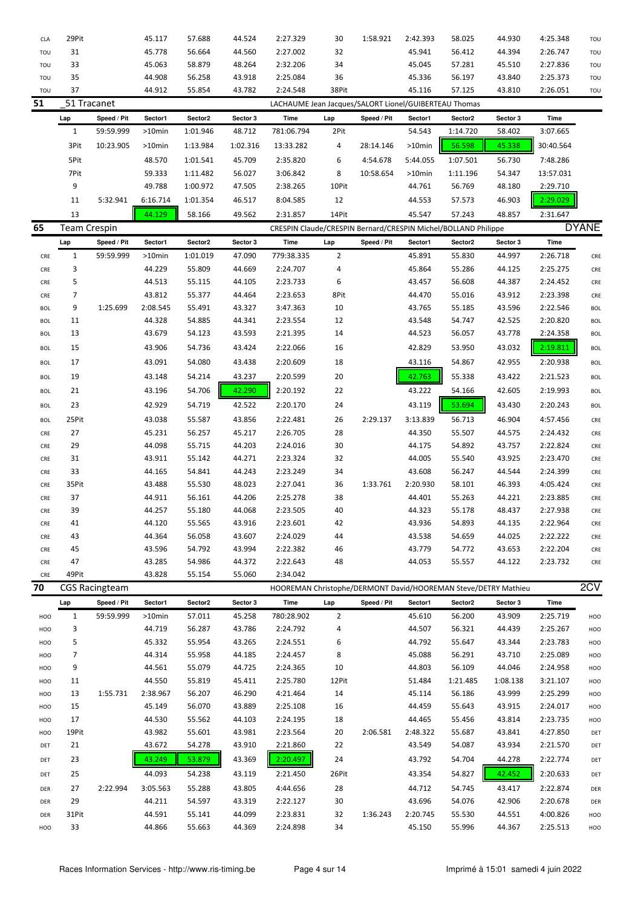| | Lap | Speed / Pit | Sector1 | Sector2 | Sector 3 | Time | Lap | Speed / Pit | Sector1 | Sector2 | Sector 3 | Time | |
|---|---|---|---|---|---|---|---|---|---|---|---|---|---|
| CLA | 29Pit | | 45.117 | 57.688 | 44.524 | 2:27.329 | 30 | 1:58.921 | 2:42.393 | 58.025 | 44.930 | 4:25.348 | TOU |
| TOU | 31 | | 45.778 | 56.664 | 44.560 | 2:27.002 | 32 | | 45.941 | 56.412 | 44.394 | 2:26.747 | TOU |
| TOU | 33 | | 45.063 | 58.879 | 48.264 | 2:32.206 | 34 | | 45.045 | 57.281 | 45.510 | 2:27.836 | TOU |
| TOU | 35 | | 44.908 | 56.258 | 43.918 | 2:25.084 | 36 | | 45.336 | 56.197 | 43.840 | 2:25.373 | TOU |
| TOU | 37 | | 44.912 | 55.854 | 43.782 | 2:24.548 | 38Pit | | 45.116 | 57.125 | 43.810 | 2:26.051 | TOU |

## 51 _51 Tracanet — LACHAUME Jean Jacques/SALORT Lionel/GUIBERTEAU Thomas

| Lap | Speed / Pit | Sector1 | Sector2 | Sector 3 | Time | Lap | Speed / Pit | Sector1 | Sector2 | Sector 3 | Time |
|---|---|---|---|---|---|---|---|---|---|---|---|
| 1 | 59:59.999 | >10min | 1:01.946 | 48.712 | 781:06.794 | 2Pit | | 54.543 | 1:14.720 | 58.402 | 3:07.665 |
| 3Pit | 10:23.905 | >10min | 1:13.984 | 1:02.316 | 13:33.282 | 4 | 28:14.146 | >10min | 56.598 | 45.338 | 30:40.564 |
| 5Pit | | 48.570 | 1:01.541 | 45.709 | 2:35.820 | 6 | 4:54.678 | 5:44.055 | 1:07.501 | 56.730 | 7:48.286 |
| 7Pit | | 59.333 | 1:11.482 | 56.027 | 3:06.842 | 8 | 10:58.654 | >10min | 1:11.196 | 54.347 | 13:57.031 |
| 9 | | 49.788 | 1:00.972 | 47.505 | 2:38.265 | 10Pit | | 44.761 | 56.769 | 48.180 | 2:29.710 |
| 11 | 5:32.941 | 6:16.714 | 1:01.354 | 46.517 | 8:04.585 | 12 | | 44.553 | 57.573 | 46.903 | 2:29.029 |
| 13 | | 44.129 | 58.166 | 49.562 | 2:31.857 | 14Pit | | 45.547 | 57.243 | 48.857 | 2:31.647 |

## 65 Team Crespin — CRESPIN Claude/CRESPIN Bernard/CRESPIN Michel/BOLLAND Philippe — DYANE

| | Lap | Speed / Pit | Sector1 | Sector2 | Sector 3 | Time | Lap | Speed / Pit | Sector1 | Sector2 | Sector 3 | Time | |
|---|---|---|---|---|---|---|---|---|---|---|---|---|---|
| CRE | 1 | 59:59.999 | >10min | 1:01.019 | 47.090 | 779:38.335 | 2 | | 45.891 | 55.830 | 44.997 | 2:26.718 | CRE |
| CRE | 3 | | 44.229 | 55.809 | 44.669 | 2:24.707 | 4 | | 45.864 | 55.286 | 44.125 | 2:25.275 | CRE |
| CRE | 5 | | 44.513 | 55.115 | 44.105 | 2:23.733 | 6 | | 43.457 | 56.608 | 44.387 | 2:24.452 | CRE |
| CRE | 7 | | 43.812 | 55.377 | 44.464 | 2:23.653 | 8Pit | | 44.470 | 55.016 | 43.912 | 2:23.398 | CRE |
| BOL | 9 | 1:25.699 | 2:08.545 | 55.491 | 43.327 | 3:47.363 | 10 | | 43.765 | 55.185 | 43.596 | 2:22.546 | BOL |
| BOL | 11 | | 44.328 | 54.885 | 44.341 | 2:23.554 | 12 | | 43.548 | 54.747 | 42.525 | 2:20.820 | BOL |
| BOL | 13 | | 43.679 | 54.123 | 43.593 | 2:21.395 | 14 | | 44.523 | 56.057 | 43.778 | 2:24.358 | BOL |
| BOL | 15 | | 43.906 | 54.736 | 43.424 | 2:22.066 | 16 | | 42.829 | 53.950 | 43.032 | 2:19.811 | BOL |
| BOL | 17 | | 43.091 | 54.080 | 43.438 | 2:20.609 | 18 | | 43.116 | 54.867 | 42.955 | 2:20.938 | BOL |
| BOL | 19 | | 43.148 | 54.214 | 43.237 | 2:20.599 | 20 | | 42.763 | 55.338 | 43.422 | 2:21.523 | BOL |
| BOL | 21 | | 43.196 | 54.706 | 42.290 | 2:20.192 | 22 | | 43.222 | 54.166 | 42.605 | 2:19.993 | BOL |
| BOL | 23 | | 42.929 | 54.719 | 42.522 | 2:20.170 | 24 | | 43.119 | 53.694 | 43.430 | 2:20.243 | BOL |
| BOL | 25Pit | | 43.038 | 55.587 | 43.856 | 2:22.481 | 26 | 2:29.137 | 3:13.839 | 56.713 | 46.904 | 4:57.456 | CRE |
| CRE | 27 | | 45.231 | 56.257 | 45.217 | 2:26.705 | 28 | | 44.350 | 55.507 | 44.575 | 2:24.432 | CRE |
| CRE | 29 | | 44.098 | 55.715 | 44.203 | 2:24.016 | 30 | | 44.175 | 54.892 | 43.757 | 2:22.824 | CRE |
| CRE | 31 | | 43.911 | 55.142 | 44.271 | 2:23.324 | 32 | | 44.005 | 55.540 | 43.925 | 2:23.470 | CRE |
| CRE | 33 | | 44.165 | 54.841 | 44.243 | 2:23.249 | 34 | | 43.608 | 56.247 | 44.544 | 2:24.399 | CRE |
| CRE | 35Pit | | 43.488 | 55.530 | 48.023 | 2:27.041 | 36 | 1:33.761 | 2:20.930 | 58.101 | 46.393 | 4:05.424 | CRE |
| CRE | 37 | | 44.911 | 56.161 | 44.206 | 2:25.278 | 38 | | 44.401 | 55.263 | 44.221 | 2:23.885 | CRE |
| CRE | 39 | | 44.257 | 55.180 | 44.068 | 2:23.505 | 40 | | 44.323 | 55.178 | 48.437 | 2:27.938 | CRE |
| CRE | 41 | | 44.120 | 55.565 | 43.916 | 2:23.601 | 42 | | 43.936 | 54.893 | 44.135 | 2:22.964 | CRE |
| CRE | 43 | | 44.364 | 56.058 | 43.607 | 2:24.029 | 44 | | 43.538 | 54.659 | 44.025 | 2:22.222 | CRE |
| CRE | 45 | | 43.596 | 54.792 | 43.994 | 2:22.382 | 46 | | 43.779 | 54.772 | 43.653 | 2:22.204 | CRE |
| CRE | 47 | | 43.285 | 54.986 | 44.372 | 2:22.643 | 48 | | 44.053 | 55.557 | 44.122 | 2:23.732 | CRE |
| CRE | 49Pit | | 43.828 | 55.154 | 55.060 | 2:34.042 | | | | | | | |

## 70 CGS Racingteam — HOOREMAN Christophe/DERMONT David/HOOREMAN Steve/DETRY Mathieu — 2CV

| | Lap | Speed / Pit | Sector1 | Sector2 | Sector 3 | Time | Lap | Speed / Pit | Sector1 | Sector2 | Sector 3 | Time | |
|---|---|---|---|---|---|---|---|---|---|---|---|---|---|
| HOO | 1 | 59:59.999 | >10min | 57.011 | 45.258 | 780:28.902 | 2 | | 45.610 | 56.200 | 43.909 | 2:25.719 | HOO |
| HOO | 3 | | 44.719 | 56.287 | 43.786 | 2:24.792 | 4 | | 44.507 | 56.321 | 44.439 | 2:25.267 | HOO |
| HOO | 5 | | 45.332 | 55.954 | 43.265 | 2:24.551 | 6 | | 44.792 | 55.647 | 43.344 | 2:23.783 | HOO |
| HOO | 7 | | 44.314 | 55.958 | 44.185 | 2:24.457 | 8 | | 45.088 | 56.291 | 43.710 | 2:25.089 | HOO |
| HOO | 9 | | 44.561 | 55.079 | 44.725 | 2:24.365 | 10 | | 44.803 | 56.109 | 44.046 | 2:24.958 | HOO |
| HOO | 11 | | 44.550 | 55.819 | 45.411 | 2:25.780 | 12Pit | | 51.484 | 1:21.485 | 1:08.138 | 3:21.107 | HOO |
| HOO | 13 | 1:55.731 | 2:38.967 | 56.207 | 46.290 | 4:21.464 | 14 | | 45.114 | 56.186 | 43.999 | 2:25.299 | HOO |
| HOO | 15 | | 45.149 | 56.070 | 43.889 | 2:25.108 | 16 | | 44.459 | 55.643 | 43.915 | 2:24.017 | HOO |
| HOO | 17 | | 44.530 | 55.562 | 44.103 | 2:24.195 | 18 | | 44.465 | 55.456 | 43.814 | 2:23.735 | HOO |
| HOO | 19Pit | | 43.982 | 55.601 | 43.981 | 2:23.564 | 20 | 2:06.581 | 2:48.322 | 55.687 | 43.841 | 4:27.850 | DET |
| DET | 21 | | 43.672 | 54.278 | 43.910 | 2:21.860 | 22 | | 43.549 | 54.087 | 43.934 | 2:21.570 | DET |
| DET | 23 | | 43.249 | 53.879 | 43.369 | 2:20.497 | 24 | | 43.792 | 54.704 | 44.278 | 2:22.774 | DET |
| DET | 25 | | 44.093 | 54.238 | 43.119 | 2:21.450 | 26Pit | | 43.354 | 54.827 | 42.452 | 2:20.633 | DET |
| DER | 27 | 2:22.994 | 3:05.563 | 55.288 | 43.805 | 4:44.656 | 28 | | 44.712 | 54.745 | 43.417 | 2:22.874 | DER |
| DER | 29 | | 44.211 | 54.597 | 43.319 | 2:22.127 | 30 | | 43.696 | 54.076 | 42.906 | 2:20.678 | DER |
| DER | 31Pit | | 44.591 | 55.141 | 44.099 | 2:23.831 | 32 | 1:36.243 | 2:20.745 | 55.530 | 44.551 | 4:00.826 | HOO |
| HOO | 33 | | 44.866 | 55.663 | 44.369 | 2:24.898 | 34 | | 45.150 | 55.996 | 44.367 | 2:25.513 | HOO |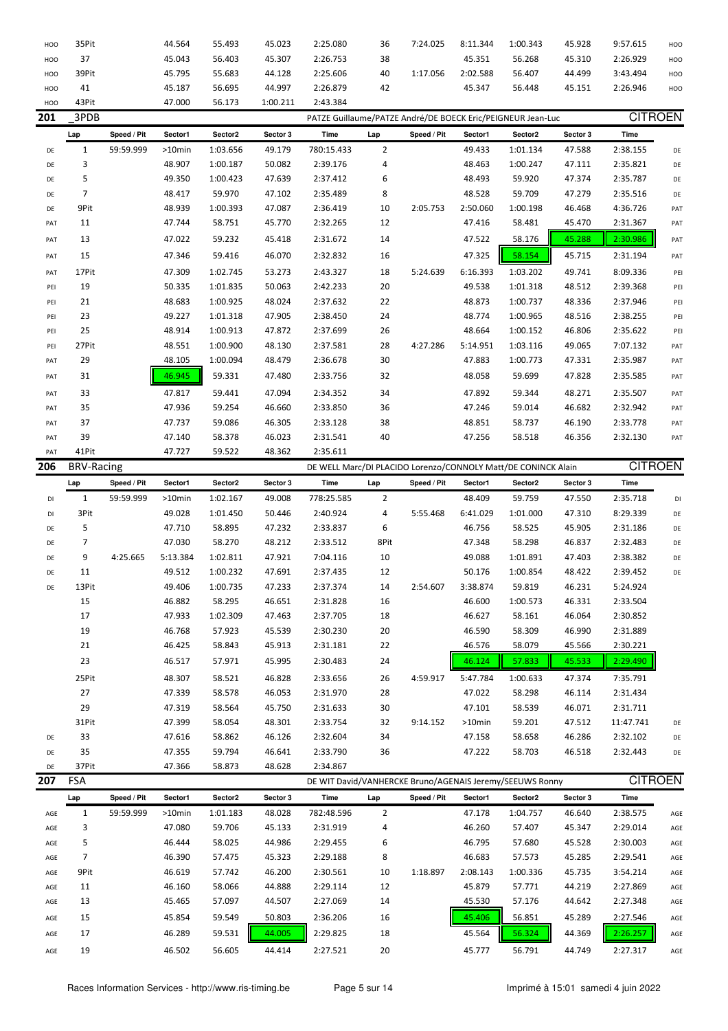| | Lap | Speed / Pit | Sector1 | Sector2 | Sector 3 | Time | Lap | Speed / Pit | Sector1 | Sector2 | Sector 3 | Time | |
|---|---|---|---|---|---|---|---|---|---|---|---|---|---|
| HOO | 35Pit | | 44.564 | 55.493 | 45.023 | 2:25.080 | 36 | 7:24.025 | 8:11.344 | 1:00.343 | 45.928 | 9:57.615 | HOO |
| HOO | 37 | | 45.043 | 56.403 | 45.307 | 2:26.753 | 38 | | 45.351 | 56.268 | 45.310 | 2:26.929 | HOO |
| HOO | 39Pit | | 45.795 | 55.683 | 44.128 | 2:25.606 | 40 | 1:17.056 | 2:02.588 | 56.407 | 44.499 | 3:43.494 | HOO |
| HOO | 41 | | 45.187 | 56.695 | 44.997 | 2:26.879 | 42 | | 45.347 | 56.448 | 45.151 | 2:26.946 | HOO |
| HOO | 43Pit | | 47.000 | 56.173 | 1:00.211 | 2:43.384 | | | | | | | |

## 201 _3PDB — PATZE Guillaume/PATZE André/DE BOECK Eric/PEIGNEUR Jean-Luc — CITROEN

| | Lap | Speed / Pit | Sector1 | Sector2 | Sector 3 | Time | Lap | Speed / Pit | Sector1 | Sector2 | Sector 3 | Time | |
|---|---|---|---|---|---|---|---|---|---|---|---|---|---|
| DE | 1 | 59:59.999 | >10min | 1:03.656 | 49.179 | 780:15.433 | 2 | | 49.433 | 1:01.134 | 47.588 | 2:38.155 | DE |
| DE | 3 | | 48.907 | 1:00.187 | 50.082 | 2:39.176 | 4 | | 48.463 | 1:00.247 | 47.111 | 2:35.821 | DE |
| DE | 5 | | 49.350 | 1:00.423 | 47.639 | 2:37.412 | 6 | | 48.493 | 59.920 | 47.374 | 2:35.787 | DE |
| DE | 7 | | 48.417 | 59.970 | 47.102 | 2:35.489 | 8 | | 48.528 | 59.709 | 47.279 | 2:35.516 | DE |
| DE | 9Pit | | 48.939 | 1:00.393 | 47.087 | 2:36.419 | 10 | 2:05.753 | 2:50.060 | 1:00.198 | 46.468 | 4:36.726 | PAT |
| PAT | 11 | | 47.744 | 58.751 | 45.770 | 2:32.265 | 12 | | 47.416 | 58.481 | 45.470 | 2:31.367 | PAT |
| PAT | 13 | | 47.022 | 59.232 | 45.418 | 2:31.672 | 14 | | 47.522 | 58.176 | 45.288 | 2:30.986 | PAT |
| PAT | 15 | | 47.346 | 59.416 | 46.070 | 2:32.832 | 16 | | 47.325 | 58.154 | 45.715 | 2:31.194 | PAT |
| PAT | 17Pit | | 47.309 | 1:02.745 | 53.273 | 2:43.327 | 18 | 5:24.639 | 6:16.393 | 1:03.202 | 49.741 | 8:09.336 | PEI |
| PEI | 19 | | 50.335 | 1:01.835 | 50.063 | 2:42.233 | 20 | | 49.538 | 1:01.318 | 48.512 | 2:39.368 | PEI |
| PEI | 21 | | 48.683 | 1:00.925 | 48.024 | 2:37.632 | 22 | | 48.873 | 1:00.737 | 48.336 | 2:37.946 | PEI |
| PEI | 23 | | 49.227 | 1:01.318 | 47.905 | 2:38.450 | 24 | | 48.774 | 1:00.965 | 48.516 | 2:38.255 | PEI |
| PEI | 25 | | 48.914 | 1:00.913 | 47.872 | 2:37.699 | 26 | | 48.664 | 1:00.152 | 46.806 | 2:35.622 | PEI |
| PEI | 27Pit | | 48.551 | 1:00.900 | 48.130 | 2:37.581 | 28 | 4:27.286 | 5:14.951 | 1:03.116 | 49.065 | 7:07.132 | PAT |
| PAT | 29 | | 48.105 | 1:00.094 | 48.479 | 2:36.678 | 30 | | 47.883 | 1:00.773 | 47.331 | 2:35.987 | PAT |
| PAT | 31 | | 46.945 | 59.331 | 47.480 | 2:33.756 | 32 | | 48.058 | 59.699 | 47.828 | 2:35.585 | PAT |
| PAT | 33 | | 47.817 | 59.441 | 47.094 | 2:34.352 | 34 | | 47.892 | 59.344 | 48.271 | 2:35.507 | PAT |
| PAT | 35 | | 47.936 | 59.254 | 46.660 | 2:33.850 | 36 | | 47.246 | 59.014 | 46.682 | 2:32.942 | PAT |
| PAT | 37 | | 47.737 | 59.086 | 46.305 | 2:33.128 | 38 | | 48.851 | 58.737 | 46.190 | 2:33.778 | PAT |
| PAT | 39 | | 47.140 | 58.378 | 46.023 | 2:31.541 | 40 | | 47.256 | 58.518 | 46.356 | 2:32.130 | PAT |
| PAT | 41Pit | | 47.727 | 59.522 | 48.362 | 2:35.611 | | | | | | | |

## 206 BRV-Racing — DE WELL Marc/DI PLACIDO Lorenzo/CONNOLY Matt/DE CONINCK Alain — CITROEN

| | Lap | Speed / Pit | Sector1 | Sector2 | Sector 3 | Time | Lap | Speed / Pit | Sector1 | Sector2 | Sector 3 | Time | |
|---|---|---|---|---|---|---|---|---|---|---|---|---|---|
| DI | 1 | 59:59.999 | >10min | 1:02.167 | 49.008 | 778:25.585 | 2 | | 48.409 | 59.759 | 47.550 | 2:35.718 | DI |
| DI | 3Pit | | 49.028 | 1:01.450 | 50.446 | 2:40.924 | 4 | 5:55.468 | 6:41.029 | 1:01.000 | 47.310 | 8:29.339 | DE |
| DE | 5 | | 47.710 | 58.895 | 47.232 | 2:33.837 | 6 | | 46.756 | 58.525 | 45.905 | 2:31.186 | DE |
| DE | 7 | | 47.030 | 58.270 | 48.212 | 2:33.512 | 8Pit | | 47.348 | 58.298 | 46.837 | 2:32.483 | DE |
| DE | 9 | 4:25.665 | 5:13.384 | 1:02.811 | 47.921 | 7:04.116 | 10 | | 49.088 | 1:01.891 | 47.403 | 2:38.382 | DE |
| DE | 11 | | 49.512 | 1:00.232 | 47.691 | 2:37.435 | 12 | | 50.176 | 1:00.854 | 48.422 | 2:39.452 | DE |
| DE | 13Pit | | 49.406 | 1:00.735 | 47.233 | 2:37.374 | 14 | 2:54.607 | 3:38.874 | 59.819 | 46.231 | 5:24.924 | |
| | 15 | | 46.882 | 58.295 | 46.651 | 2:31.828 | 16 | | 46.600 | 1:00.573 | 46.331 | 2:33.504 | |
| | 17 | | 47.933 | 1:02.309 | 47.463 | 2:37.705 | 18 | | 46.627 | 58.161 | 46.064 | 2:30.852 | |
| | 19 | | 46.768 | 57.923 | 45.539 | 2:30.230 | 20 | | 46.590 | 58.309 | 46.990 | 2:31.889 | |
| | 21 | | 46.425 | 58.843 | 45.913 | 2:31.181 | 22 | | 46.576 | 58.079 | 45.566 | 2:30.221 | |
| | 23 | | 46.517 | 57.971 | 45.995 | 2:30.483 | 24 | | 46.124 | 57.833 | 45.533 | 2:29.490 | |
| | 25Pit | | 48.307 | 58.521 | 46.828 | 2:33.656 | 26 | 4:59.917 | 5:47.784 | 1:00.633 | 47.374 | 7:35.791 | |
| | 27 | | 47.339 | 58.578 | 46.053 | 2:31.970 | 28 | | 47.022 | 58.298 | 46.114 | 2:31.434 | |
| | 29 | | 47.319 | 58.564 | 45.750 | 2:31.633 | 30 | | 47.101 | 58.539 | 46.071 | 2:31.711 | |
| | 31Pit | | 47.399 | 58.054 | 48.301 | 2:33.754 | 32 | 9:14.152 | >10min | 59.201 | 47.512 | 11:47.741 | DE |
| DE | 33 | | 47.616 | 58.862 | 46.126 | 2:32.604 | 34 | | 47.158 | 58.658 | 46.286 | 2:32.102 | DE |
| DE | 35 | | 47.355 | 59.794 | 46.641 | 2:33.790 | 36 | | 47.222 | 58.703 | 46.518 | 2:32.443 | DE |
| DE | 37Pit | | 47.366 | 58.873 | 48.628 | 2:34.867 | | | | | | | |

## 207 FSA — DE WIT David/VANHERCKE Bruno/AGENAIS Jeremy/SEEUWS Ronny — CITROEN

| | Lap | Speed / Pit | Sector1 | Sector2 | Sector 3 | Time | Lap | Speed / Pit | Sector1 | Sector2 | Sector 3 | Time | |
|---|---|---|---|---|---|---|---|---|---|---|---|---|---|
| AGE | 1 | 59:59.999 | >10min | 1:01.183 | 48.028 | 782:48.596 | 2 | | 47.178 | 1:04.757 | 46.640 | 2:38.575 | AGE |
| AGE | 3 | | 47.080 | 59.706 | 45.133 | 2:31.919 | 4 | | 46.260 | 57.407 | 45.347 | 2:29.014 | AGE |
| AGE | 5 | | 46.444 | 58.025 | 44.986 | 2:29.455 | 6 | | 46.795 | 57.680 | 45.528 | 2:30.003 | AGE |
| AGE | 7 | | 46.390 | 57.475 | 45.323 | 2:29.188 | 8 | | 46.683 | 57.573 | 45.285 | 2:29.541 | AGE |
| AGE | 9Pit | | 46.619 | 57.742 | 46.200 | 2:30.561 | 10 | 1:18.897 | 2:08.143 | 1:00.336 | 45.735 | 3:54.214 | AGE |
| AGE | 11 | | 46.160 | 58.066 | 44.888 | 2:29.114 | 12 | | 45.879 | 57.771 | 44.219 | 2:27.869 | AGE |
| AGE | 13 | | 45.465 | 57.097 | 44.507 | 2:27.069 | 14 | | 45.530 | 57.176 | 44.642 | 2:27.348 | AGE |
| AGE | 15 | | 45.854 | 59.549 | 50.803 | 2:36.206 | 16 | | 45.406 | 56.851 | 45.289 | 2:27.546 | AGE |
| AGE | 17 | | 46.289 | 59.531 | 44.005 | 2:29.825 | 18 | | 45.564 | 56.324 | 44.369 | 2:26.257 | AGE |
| AGE | 19 | | 46.502 | 56.605 | 44.414 | 2:27.521 | 20 | | 45.777 | 56.791 | 44.749 | 2:27.317 | AGE |

Races Information Services - http://www.ris-timing.be — Imprimé à 15:01 samedi 4 juin 2022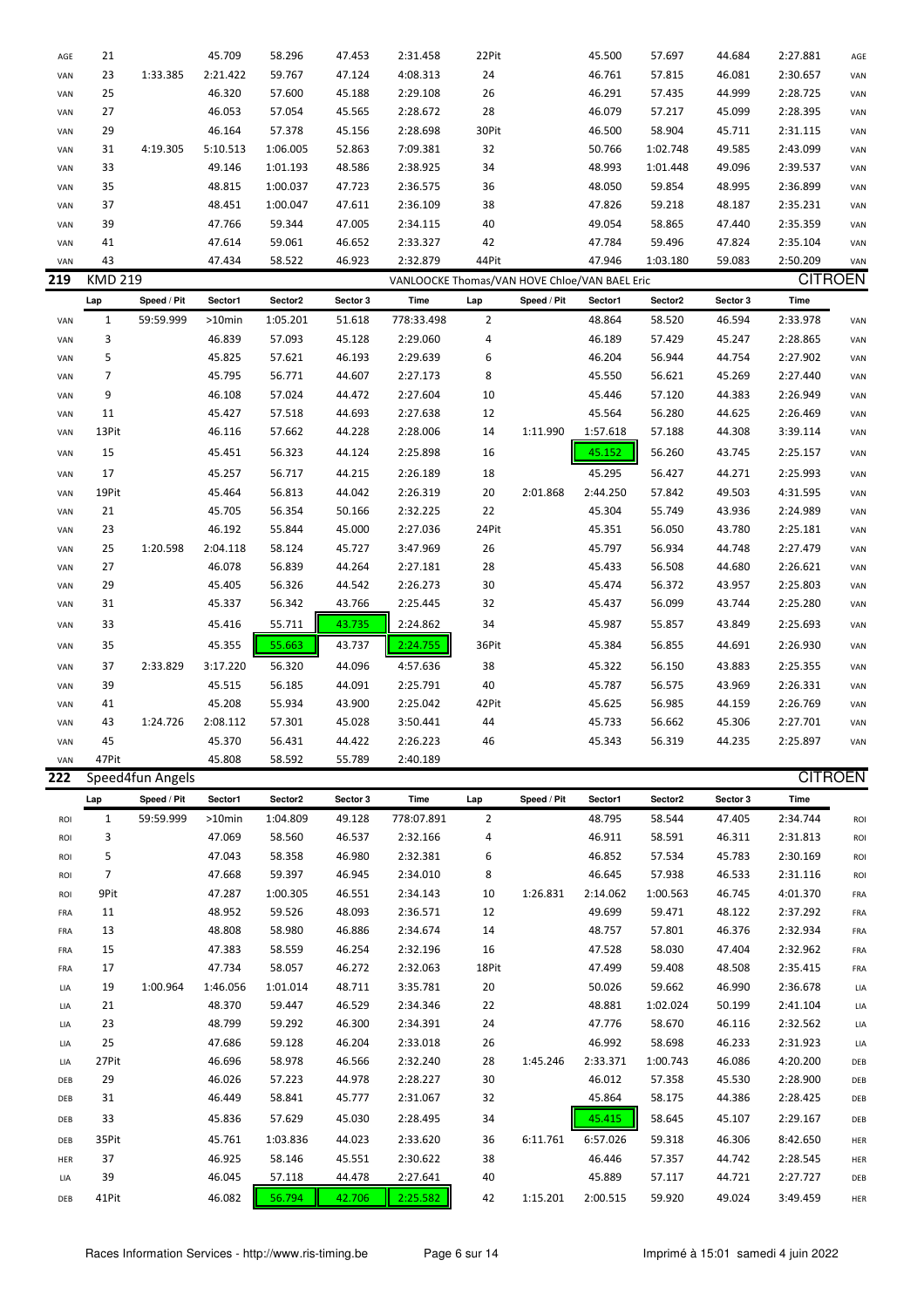| | Lap | Speed / Pit | Sector1 | Sector2 | Sector 3 | Time | Lap | Speed / Pit | Sector1 | Sector2 | Sector 3 | Time | |
|---|---|---|---|---|---|---|---|---|---|---|---|---|---|
| AGE | 21 | | 45.709 | 58.296 | 47.453 | 2:31.458 | 22Pit | | 45.500 | 57.697 | 44.684 | 2:27.881 | AGE |
| VAN | 23 | 1:33.385 | 2:21.422 | 59.767 | 47.124 | 4:08.313 | 24 | | 46.761 | 57.815 | 46.081 | 2:30.657 | VAN |
| VAN | 25 | | 46.320 | 57.600 | 45.188 | 2:29.108 | 26 | | 46.291 | 57.435 | 44.999 | 2:28.725 | VAN |
| VAN | 27 | | 46.053 | 57.054 | 45.565 | 2:28.672 | 28 | | 46.079 | 57.217 | 45.099 | 2:28.395 | VAN |
| VAN | 29 | | 46.164 | 57.378 | 45.156 | 2:28.698 | 30Pit | | 46.500 | 58.904 | 45.711 | 2:31.115 | VAN |
| VAN | 31 | 4:19.305 | 5:10.513 | 1:06.005 | 52.863 | 7:09.381 | 32 | | 50.766 | 1:02.748 | 49.585 | 2:43.099 | VAN |
| VAN | 33 | | 49.146 | 1:01.193 | 48.586 | 2:38.925 | 34 | | 48.993 | 1:01.448 | 49.096 | 2:39.537 | VAN |
| VAN | 35 | | 48.815 | 1:00.037 | 47.723 | 2:36.575 | 36 | | 48.050 | 59.854 | 48.995 | 2:36.899 | VAN |
| VAN | 37 | | 48.451 | 1:00.047 | 47.611 | 2:36.109 | 38 | | 47.826 | 59.218 | 48.187 | 2:35.231 | VAN |
| VAN | 39 | | 47.766 | 59.344 | 47.005 | 2:34.115 | 40 | | 49.054 | 58.865 | 47.440 | 2:35.359 | VAN |
| VAN | 41 | | 47.614 | 59.061 | 46.652 | 2:33.327 | 42 | | 47.784 | 59.496 | 47.824 | 2:35.104 | VAN |
| VAN | 43 | | 47.434 | 58.522 | 46.923 | 2:32.879 | 44Pit | | 47.946 | 1:03.180 | 59.083 | 2:50.209 | VAN |

## 219 KMD 219 — VANLOOCKE Thomas/VAN HOVE Chloe/VAN BAEL Eric — CITROEN

| | Lap | Speed / Pit | Sector1 | Sector2 | Sector 3 | Time | Lap | Speed / Pit | Sector1 | Sector2 | Sector 3 | Time | |
|---|---|---|---|---|---|---|---|---|---|---|---|---|---|
| VAN | 1 | 59:59.999 | >10min | 1:05.201 | 51.618 | 778:33.498 | 2 | | 48.864 | 58.520 | 46.594 | 2:33.978 | VAN |
| VAN | 3 | | 46.839 | 57.093 | 45.128 | 2:29.060 | 4 | | 46.189 | 57.429 | 45.247 | 2:28.865 | VAN |
| VAN | 5 | | 45.825 | 57.621 | 46.193 | 2:29.639 | 6 | | 46.204 | 56.944 | 44.754 | 2:27.902 | VAN |
| VAN | 7 | | 45.795 | 56.771 | 44.607 | 2:27.173 | 8 | | 45.550 | 56.621 | 45.269 | 2:27.440 | VAN |
| VAN | 9 | | 46.108 | 57.024 | 44.472 | 2:27.604 | 10 | | 45.446 | 57.120 | 44.383 | 2:26.949 | VAN |
| VAN | 11 | | 45.427 | 57.518 | 44.693 | 2:27.638 | 12 | | 45.564 | 56.280 | 44.625 | 2:26.469 | VAN |
| VAN | 13Pit | | 46.116 | 57.662 | 44.228 | 2:28.006 | 14 | 1:11.990 | 1:57.618 | 57.188 | 44.308 | 3:39.114 | VAN |
| VAN | 15 | | 45.451 | 56.323 | 44.124 | 2:25.898 | 16 | | 45.152 | 56.260 | 43.745 | 2:25.157 | VAN |
| VAN | 17 | | 45.257 | 56.717 | 44.215 | 2:26.189 | 18 | | 45.295 | 56.427 | 44.271 | 2:25.993 | VAN |
| VAN | 19Pit | | 45.464 | 56.813 | 44.042 | 2:26.319 | 20 | 2:01.868 | 2:44.250 | 57.842 | 49.503 | 4:31.595 | VAN |
| VAN | 21 | | 45.705 | 56.354 | 50.166 | 2:32.225 | 22 | | 45.304 | 55.749 | 43.936 | 2:24.989 | VAN |
| VAN | 23 | | 46.192 | 55.844 | 45.000 | 2:27.036 | 24Pit | | 45.351 | 56.050 | 43.780 | 2:25.181 | VAN |
| VAN | 25 | 1:20.598 | 2:04.118 | 58.124 | 45.727 | 3:47.969 | 26 | | 45.797 | 56.934 | 44.748 | 2:27.479 | VAN |
| VAN | 27 | | 46.078 | 56.839 | 44.264 | 2:27.181 | 28 | | 45.433 | 56.508 | 44.680 | 2:26.621 | VAN |
| VAN | 29 | | 45.405 | 56.326 | 44.542 | 2:26.273 | 30 | | 45.474 | 56.372 | 43.957 | 2:25.803 | VAN |
| VAN | 31 | | 45.337 | 56.342 | 43.766 | 2:25.445 | 32 | | 45.437 | 56.099 | 43.744 | 2:25.280 | VAN |
| VAN | 33 | | 45.416 | 55.711 | 43.735 | 2:24.862 | 34 | | 45.987 | 55.857 | 43.849 | 2:25.693 | VAN |
| VAN | 35 | | 45.355 | 55.663 | 43.737 | 2:24.755 | 36Pit | | 45.384 | 56.855 | 44.691 | 2:26.930 | VAN |
| VAN | 37 | 2:33.829 | 3:17.220 | 56.320 | 44.096 | 4:57.636 | 38 | | 45.322 | 56.150 | 43.883 | 2:25.355 | VAN |
| VAN | 39 | | 45.515 | 56.185 | 44.091 | 2:25.791 | 40 | | 45.787 | 56.575 | 43.969 | 2:26.331 | VAN |
| VAN | 41 | | 45.208 | 55.934 | 43.900 | 2:25.042 | 42Pit | | 45.625 | 56.985 | 44.159 | 2:26.769 | VAN |
| VAN | 43 | 1:24.726 | 2:08.112 | 57.301 | 45.028 | 3:50.441 | 44 | | 45.733 | 56.662 | 45.306 | 2:27.701 | VAN |
| VAN | 45 | | 45.370 | 56.431 | 44.422 | 2:26.223 | 46 | | 45.343 | 56.319 | 44.235 | 2:25.897 | VAN |
| VAN | 47Pit | | 45.808 | 58.592 | 55.789 | 2:40.189 | | | | | | | |

## 222 Speed4fun Angels — CITROEN

| | Lap | Speed / Pit | Sector1 | Sector2 | Sector 3 | Time | Lap | Speed / Pit | Sector1 | Sector2 | Sector 3 | Time | |
|---|---|---|---|---|---|---|---|---|---|---|---|---|---|
| ROI | 1 | 59:59.999 | >10min | 1:04.809 | 49.128 | 778:07.891 | 2 | | 48.795 | 58.544 | 47.405 | 2:34.744 | ROI |
| ROI | 3 | | 47.069 | 58.560 | 46.537 | 2:32.166 | 4 | | 46.911 | 58.591 | 46.311 | 2:31.813 | ROI |
| ROI | 5 | | 47.043 | 58.358 | 46.980 | 2:32.381 | 6 | | 46.852 | 57.534 | 45.783 | 2:30.169 | ROI |
| ROI | 7 | | 47.668 | 59.397 | 46.945 | 2:34.010 | 8 | | 46.645 | 57.938 | 46.533 | 2:31.116 | ROI |
| ROI | 9Pit | | 47.287 | 1:00.305 | 46.551 | 2:34.143 | 10 | 1:26.831 | 2:14.062 | 1:00.563 | 46.745 | 4:01.370 | FRA |
| FRA | 11 | | 48.952 | 59.526 | 48.093 | 2:36.571 | 12 | | 49.699 | 59.471 | 48.122 | 2:37.292 | FRA |
| FRA | 13 | | 48.808 | 58.980 | 46.886 | 2:34.674 | 14 | | 48.757 | 57.801 | 46.376 | 2:32.934 | FRA |
| FRA | 15 | | 47.383 | 58.559 | 46.254 | 2:32.196 | 16 | | 47.528 | 58.030 | 47.404 | 2:32.962 | FRA |
| FRA | 17 | | 47.734 | 58.057 | 46.272 | 2:32.063 | 18Pit | | 47.499 | 59.408 | 48.508 | 2:35.415 | FRA |
| LIA | 19 | 1:00.964 | 1:46.056 | 1:01.014 | 48.711 | 3:35.781 | 20 | | 50.026 | 59.662 | 46.990 | 2:36.678 | LIA |
| LIA | 21 | | 48.370 | 59.447 | 46.529 | 2:34.346 | 22 | | 48.881 | 1:02.024 | 50.199 | 2:41.104 | LIA |
| LIA | 23 | | 48.799 | 59.292 | 46.300 | 2:34.391 | 24 | | 47.776 | 58.670 | 46.116 | 2:32.562 | LIA |
| LIA | 25 | | 47.686 | 59.128 | 46.204 | 2:33.018 | 26 | | 46.992 | 58.698 | 46.233 | 2:31.923 | LIA |
| LIA | 27Pit | | 46.696 | 58.978 | 46.566 | 2:32.240 | 28 | 1:45.246 | 2:33.371 | 1:00.743 | 46.086 | 4:20.200 | DEB |
| DEB | 29 | | 46.026 | 57.223 | 44.978 | 2:28.227 | 30 | | 46.012 | 57.358 | 45.530 | 2:28.900 | DEB |
| DEB | 31 | | 46.449 | 58.841 | 45.777 | 2:31.067 | 32 | | 45.864 | 58.175 | 44.386 | 2:28.425 | DEB |
| DEB | 33 | | 45.836 | 57.629 | 45.030 | 2:28.495 | 34 | | 45.415 | 58.645 | 45.107 | 2:29.167 | DEB |
| DEB | 35Pit | | 45.761 | 1:03.836 | 44.023 | 2:33.620 | 36 | 6:11.761 | 6:57.026 | 59.318 | 46.306 | 8:42.650 | HER |
| HER | 37 | | 46.925 | 58.146 | 45.551 | 2:30.622 | 38 | | 46.446 | 57.357 | 44.742 | 2:28.545 | HER |
| LIA | 39 | | 46.045 | 57.118 | 44.478 | 2:27.641 | 40 | | 45.889 | 57.117 | 44.721 | 2:27.727 | DEB |
| DEB | 41Pit | | 46.082 | 56.794 | 42.706 | 2:25.582 | 42 | 1:15.201 | 2:00.515 | 59.920 | 49.024 | 3:49.459 | HER |

Races Information Services - http://www.ris-timing.be — Imprimé à 15:01 samedi 4 juin 2022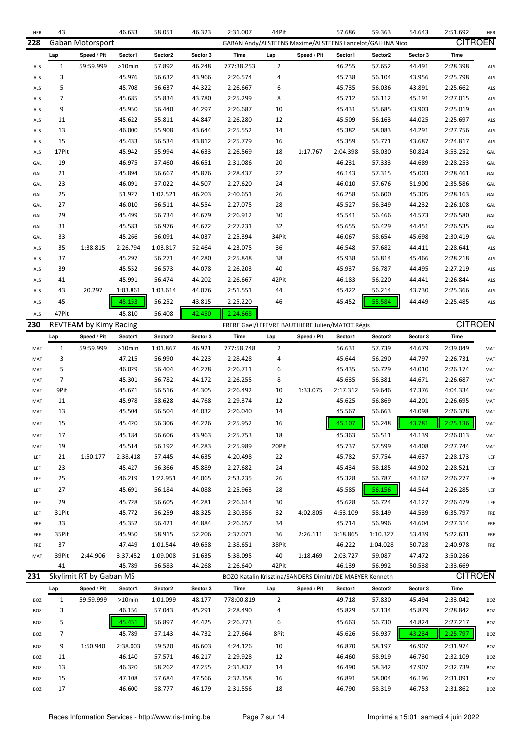| HER | 43 | | 46.633 | 58.051 | 46.323 | 2:31.007 | 44Pit | | 57.686 | 59.363 | 54.643 | 2:51.692 | HER |
|---|---|---|---|---|---|---|---|---|---|---|---|---|---|

## 228 Gaban Motorsport — GABAN Andy/ALSTEENS Maxime/ALSTEENS Lancelot/GALLINA Nico — CITROEN

| | Lap | Speed / Pit | Sector1 | Sector2 | Sector 3 | Time | Lap | Speed / Pit | Sector1 | Sector2 | Sector 3 | Time | |
|---|---|---|---|---|---|---|---|---|---|---|---|---|---|
| ALS | 1 | 59:59.999 | >10min | 57.892 | 46.248 | 777:38.253 | 2 | | 46.255 | 57.652 | 44.491 | 2:28.398 | ALS |
| ALS | 3 | | 45.976 | 56.632 | 43.966 | 2:26.574 | 4 | | 45.738 | 56.104 | 43.956 | 2:25.798 | ALS |
| ALS | 5 | | 45.708 | 56.637 | 44.322 | 2:26.667 | 6 | | 45.735 | 56.036 | 43.891 | 2:25.662 | ALS |
| ALS | 7 | | 45.685 | 55.834 | 43.780 | 2:25.299 | 8 | | 45.712 | 56.112 | 45.191 | 2:27.015 | ALS |
| ALS | 9 | | 45.950 | 56.440 | 44.297 | 2:26.687 | 10 | | 45.431 | 55.685 | 43.903 | 2:25.019 | ALS |
| ALS | 11 | | 45.622 | 55.811 | 44.847 | 2:26.280 | 12 | | 45.509 | 56.163 | 44.025 | 2:25.697 | ALS |
| ALS | 13 | | 46.000 | 55.908 | 43.644 | 2:25.552 | 14 | | 45.382 | 58.083 | 44.291 | 2:27.756 | ALS |
| ALS | 15 | | 45.433 | 56.534 | 43.812 | 2:25.779 | 16 | | 45.359 | 55.771 | 43.687 | 2:24.817 | ALS |
| ALS | 17Pit | | 45.942 | 55.994 | 44.633 | 2:26.569 | 18 | 1:17.767 | 2:04.398 | 58.030 | 50.824 | 3:53.252 | GAL |
| GAL | 19 | | 46.975 | 57.460 | 46.651 | 2:31.086 | 20 | | 46.231 | 57.333 | 44.689 | 2:28.253 | GAL |
| GAL | 21 | | 45.894 | 56.667 | 45.876 | 2:28.437 | 22 | | 46.143 | 57.315 | 45.003 | 2:28.461 | GAL |
| GAL | 23 | | 46.091 | 57.022 | 44.507 | 2:27.620 | 24 | | 46.010 | 57.676 | 51.900 | 2:35.586 | GAL |
| GAL | 25 | | 51.927 | 1:02.521 | 46.203 | 2:40.651 | 26 | | 46.258 | 56.600 | 45.305 | 2:28.163 | GAL |
| GAL | 27 | | 46.010 | 56.511 | 44.554 | 2:27.075 | 28 | | 45.527 | 56.349 | 44.232 | 2:26.108 | GAL |
| GAL | 29 | | 45.499 | 56.734 | 44.679 | 2:26.912 | 30 | | 45.541 | 56.466 | 44.573 | 2:26.580 | GAL |
| GAL | 31 | | 45.583 | 56.976 | 44.672 | 2:27.231 | 32 | | 45.655 | 56.429 | 44.451 | 2:26.535 | GAL |
| GAL | 33 | | 45.266 | 56.091 | 44.037 | 2:25.394 | 34Pit | | 46.067 | 58.654 | 45.698 | 2:30.419 | GAL |
| ALS | 35 | 1:38.815 | 2:26.794 | 1:03.817 | 52.464 | 4:23.075 | 36 | | 46.548 | 57.682 | 44.411 | 2:28.641 | ALS |
| ALS | 37 | | 45.297 | 56.271 | 44.280 | 2:25.848 | 38 | | 45.938 | 56.814 | 45.466 | 2:28.218 | ALS |
| ALS | 39 | | 45.552 | 56.573 | 44.078 | 2:26.203 | 40 | | 45.937 | 56.787 | 44.495 | 2:27.219 | ALS |
| ALS | 41 | | 45.991 | 56.474 | 44.202 | 2:26.667 | 42Pit | | 46.183 | 56.220 | 44.441 | 2:26.844 | ALS |
| ALS | 43 | 20.297 | 1:03.861 | 1:03.614 | 44.076 | 2:51.551 | 44 | | 45.422 | 56.214 | 43.730 | 2:25.366 | ALS |
| ALS | 45 | | 45.153 | 56.252 | 43.815 | 2:25.220 | 46 | | 45.452 | 55.584 | 44.449 | 2:25.485 | ALS |
| ALS | 47Pit | | 45.810 | 56.408 | 42.450 | 2:24.668 | | | | | | | |

## 230 REVTEAM by Kimy Racing — FRERE Gael/LEFEVRE BAUTHIERE Julien/MATOT Régis — CITROEN

| | Lap | Speed / Pit | Sector1 | Sector2 | Sector 3 | Time | Lap | Speed / Pit | Sector1 | Sector2 | Sector 3 | Time | |
|---|---|---|---|---|---|---|---|---|---|---|---|---|---|
| MAT | 1 | 59:59.999 | >10min | 1:01.867 | 46.921 | 777:58.748 | 2 | | 56.631 | 57.739 | 44.679 | 2:39.049 | MAT |
| MAT | 3 | | 47.215 | 56.990 | 44.223 | 2:28.428 | 4 | | 45.644 | 56.290 | 44.797 | 2:26.731 | MAT |
| MAT | 5 | | 46.029 | 56.404 | 44.278 | 2:26.711 | 6 | | 45.435 | 56.729 | 44.010 | 2:26.174 | MAT |
| MAT | 7 | | 45.301 | 56.782 | 44.172 | 2:26.255 | 8 | | 45.635 | 56.381 | 44.671 | 2:26.687 | MAT |
| MAT | 9Pit | | 45.671 | 56.516 | 44.305 | 2:26.492 | 10 | 1:33.075 | 2:17.312 | 59.646 | 47.376 | 4:04.334 | MAT |
| MAT | 11 | | 45.978 | 58.628 | 44.768 | 2:29.374 | 12 | | 45.625 | 56.869 | 44.201 | 2:26.695 | MAT |
| MAT | 13 | | 45.504 | 56.504 | 44.032 | 2:26.040 | 14 | | 45.567 | 56.663 | 44.098 | 2:26.328 | MAT |
| MAT | 15 | | 45.420 | 56.306 | 44.226 | 2:25.952 | 16 | | 45.107 | 56.248 | 43.781 | 2:25.136 | MAT |
| MAT | 17 | | 45.184 | 56.606 | 43.963 | 2:25.753 | 18 | | 45.363 | 56.511 | 44.139 | 2:26.013 | MAT |
| MAT | 19 | | 45.514 | 56.192 | 44.283 | 2:25.989 | 20Pit | | 45.737 | 57.599 | 44.408 | 2:27.744 | MAT |
| LEF | 21 | 1:50.177 | 2:38.418 | 57.445 | 44.635 | 4:20.498 | 22 | | 45.782 | 57.754 | 44.637 | 2:28.173 | LEF |
| LEF | 23 | | 45.427 | 56.366 | 45.889 | 2:27.682 | 24 | | 45.434 | 58.185 | 44.902 | 2:28.521 | LEF |
| LEF | 25 | | 46.219 | 1:22.951 | 44.065 | 2:53.235 | 26 | | 45.328 | 56.787 | 44.162 | 2:26.277 | LEF |
| LEF | 27 | | 45.691 | 56.184 | 44.088 | 2:25.963 | 28 | | 45.585 | 56.156 | 44.544 | 2:26.285 | LEF |
| LEF | 29 | | 45.728 | 56.605 | 44.281 | 2:26.614 | 30 | | 45.628 | 56.724 | 44.127 | 2:26.479 | LEF |
| LEF | 31Pit | | 45.772 | 56.259 | 48.325 | 2:30.356 | 32 | 4:02.805 | 4:53.109 | 58.149 | 44.539 | 6:35.797 | FRE |
| FRE | 33 | | 45.352 | 56.421 | 44.884 | 2:26.657 | 34 | | 45.714 | 56.996 | 44.604 | 2:27.314 | FRE |
| FRE | 35Pit | | 45.950 | 58.915 | 52.206 | 2:37.071 | 36 | 2:26.111 | 3:18.865 | 1:10.327 | 53.439 | 5:22.631 | FRE |
| FRE | 37 | | 47.449 | 1:01.544 | 49.658 | 2:38.651 | 38Pit | | 46.222 | 1:04.028 | 50.728 | 2:40.978 | FRE |
| MAT | 39Pit | 2:44.906 | 3:37.452 | 1:09.008 | 51.635 | 5:38.095 | 40 | 1:18.469 | 2:03.727 | 59.087 | 47.472 | 3:50.286 | |
| | 41 | | 45.789 | 56.583 | 44.268 | 2:26.640 | 42Pit | | 46.139 | 56.992 | 50.538 | 2:33.669 | |

## 231 Skylimit RT by Gaban MS — BOZO Katalin Krisztina/SANDERS Dimitri/DE MAEYER Kenneth — CITROEN

| | Lap | Speed / Pit | Sector1 | Sector2 | Sector 3 | Time | Lap | Speed / Pit | Sector1 | Sector2 | Sector 3 | Time | |
|---|---|---|---|---|---|---|---|---|---|---|---|---|---|
| BOZ | 1 | 59:59.999 | >10min | 1:01.099 | 48.177 | 778:00.819 | 2 | | 49.718 | 57.830 | 45.494 | 2:33.042 | BOZ |
| BOZ | 3 | | 46.156 | 57.043 | 45.291 | 2:28.490 | 4 | | 45.829 | 57.134 | 45.879 | 2:28.842 | BOZ |
| BOZ | 5 | | 45.451 | 56.897 | 44.425 | 2:26.773 | 6 | | 45.663 | 56.730 | 44.824 | 2:27.217 | BOZ |
| BOZ | 7 | | 45.789 | 57.143 | 44.732 | 2:27.664 | 8Pit | | 45.626 | 56.937 | 43.234 | 2:25.797 | BOZ |
| BOZ | 9 | 1:50.940 | 2:38.003 | 59.520 | 46.603 | 4:24.126 | 10 | | 46.870 | 58.197 | 46.907 | 2:31.974 | BOZ |
| BOZ | 11 | | 46.140 | 57.571 | 46.217 | 2:29.928 | 12 | | 46.460 | 58.919 | 46.730 | 2:32.109 | BOZ |
| BOZ | 13 | | 46.320 | 58.262 | 47.255 | 2:31.837 | 14 | | 46.490 | 58.342 | 47.907 | 2:32.739 | BOZ |
| BOZ | 15 | | 47.108 | 57.684 | 47.566 | 2:32.358 | 16 | | 46.891 | 58.004 | 46.196 | 2:31.091 | BOZ |
| BOZ | 17 | | 46.600 | 58.777 | 46.179 | 2:31.556 | 18 | | 46.790 | 58.319 | 46.753 | 2:31.862 | BOZ |

Races Information Services - http://www.ris-timing.be — Imprimé à 15:01 samedi 4 juin 2022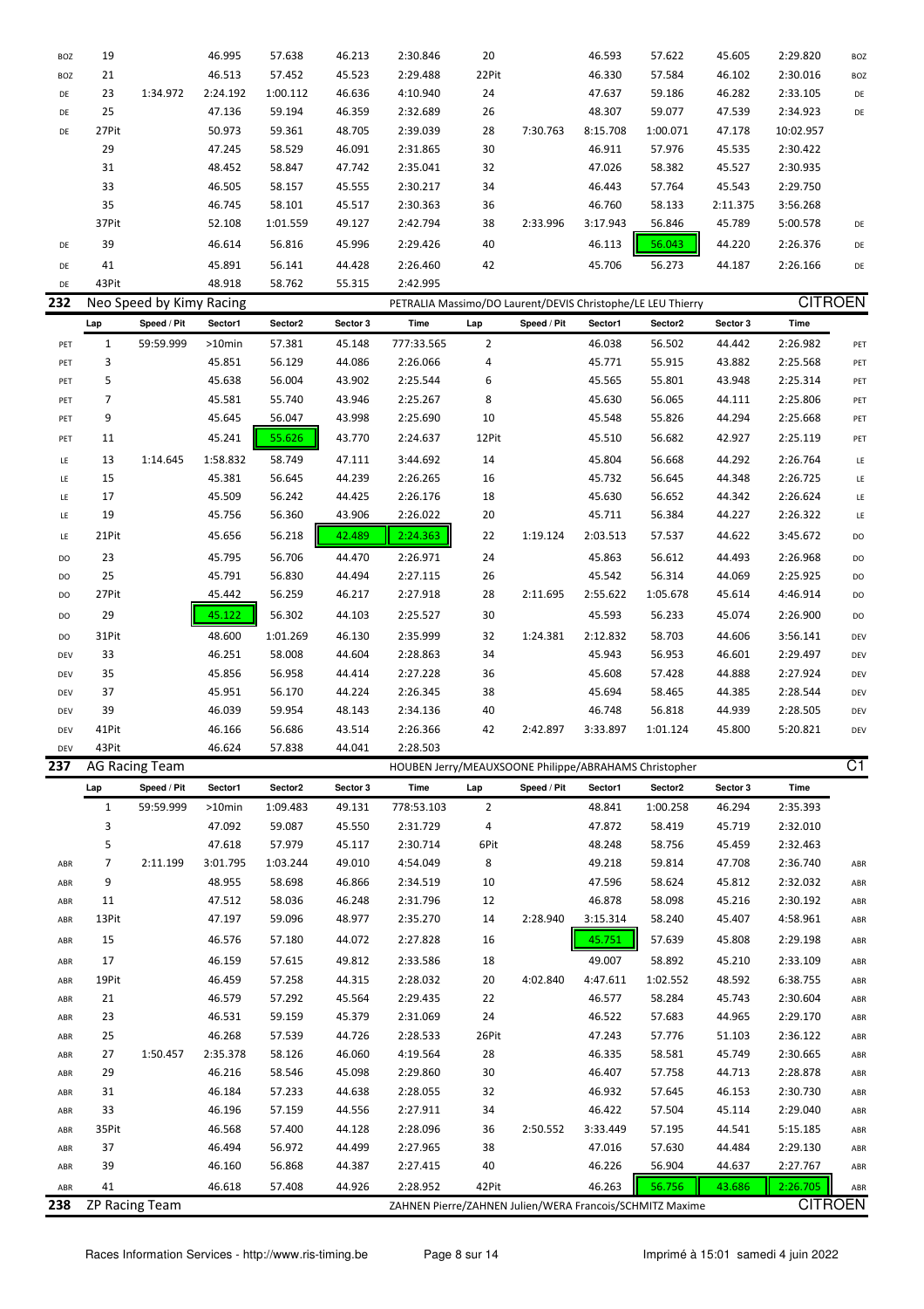| | Lap | Speed / Pit | Sector1 | Sector2 | Sector 3 | Time | Lap | Speed / Pit | Sector1 | Sector2 | Sector 3 | Time | |
|---|---|---|---|---|---|---|---|---|---|---|---|---|---|
| BOZ | 19 | | 46.995 | 57.638 | 46.213 | 2:30.846 | 20 | | 46.593 | 57.622 | 45.605 | 2:29.820 | BOZ |
| BOZ | 21 | | 46.513 | 57.452 | 45.523 | 2:29.488 | 22Pit | | 46.330 | 57.584 | 46.102 | 2:30.016 | BOZ |
| DE | 23 | 1:34.972 | 2:24.192 | 1:00.112 | 46.636 | 4:10.940 | 24 | | 47.637 | 59.186 | 46.282 | 2:33.105 | DE |
| DE | 25 | | 47.136 | 59.194 | 46.359 | 2:32.689 | 26 | | 48.307 | 59.077 | 47.539 | 2:34.923 | DE |
| DE | 27Pit | | 50.973 | 59.361 | 48.705 | 2:39.039 | 28 | 7:30.763 | 8:15.708 | 1:00.071 | 47.178 | 10:02.957 | |
| | 29 | | 47.245 | 58.529 | 46.091 | 2:31.865 | 30 | | 46.911 | 57.976 | 45.535 | 2:30.422 | |
| | 31 | | 48.452 | 58.847 | 47.742 | 2:35.041 | 32 | | 47.026 | 58.382 | 45.527 | 2:30.935 | |
| | 33 | | 46.505 | 58.157 | 45.555 | 2:30.217 | 34 | | 46.443 | 57.764 | 45.543 | 2:29.750 | |
| | 35 | | 46.745 | 58.101 | 45.517 | 2:30.363 | 36 | | 46.760 | 58.133 | 2:11.375 | 3:56.268 | |
| | 37Pit | | 52.108 | 1:01.559 | 49.127 | 2:42.794 | 38 | 2:33.996 | 3:17.943 | 56.846 | 45.789 | 5:00.578 | DE |
| DE | 39 | | 46.614 | 56.816 | 45.996 | 2:29.426 | 40 | | 46.113 | 56.043 | 44.220 | 2:26.376 | DE |
| DE | 41 | | 45.891 | 56.141 | 44.428 | 2:26.460 | 42 | | 45.706 | 56.273 | 44.187 | 2:26.166 | DE |
| DE | 43Pit | | 48.918 | 58.762 | 55.315 | 2:42.995 | | | | | | | |

**232** Neo Speed by Kimy Racing — PETRALIA Massimo/DO Laurent/DEVIS Christophe/LE LEU Thierry — CITROEN

| | Lap | Speed / Pit | Sector1 | Sector2 | Sector 3 | Time | Lap | Speed / Pit | Sector1 | Sector2 | Sector 3 | Time | |
|---|---|---|---|---|---|---|---|---|---|---|---|---|---|
| PET | 1 | 59:59.999 | >10min | 57.381 | 45.148 | 777:33.565 | 2 | | 46.038 | 56.502 | 44.442 | 2:26.982 | PET |
| PET | 3 | | 45.851 | 56.129 | 44.086 | 2:26.066 | 4 | | 45.771 | 55.915 | 43.882 | 2:25.568 | PET |
| PET | 5 | | 45.638 | 56.004 | 43.902 | 2:25.544 | 6 | | 45.565 | 55.801 | 43.948 | 2:25.314 | PET |
| PET | 7 | | 45.581 | 55.740 | 43.946 | 2:25.267 | 8 | | 45.630 | 56.065 | 44.111 | 2:25.806 | PET |
| PET | 9 | | 45.645 | 56.047 | 43.998 | 2:25.690 | 10 | | 45.548 | 55.826 | 44.294 | 2:25.668 | PET |
| PET | 11 | | 45.241 | 55.626 | 43.770 | 2:24.637 | 12Pit | | 45.510 | 56.682 | 42.927 | 2:25.119 | PET |
| LE | 13 | 1:14.645 | 1:58.832 | 58.749 | 47.111 | 3:44.692 | 14 | | 45.804 | 56.668 | 44.292 | 2:26.764 | LE |
| LE | 15 | | 45.381 | 56.645 | 44.239 | 2:26.265 | 16 | | 45.732 | 56.645 | 44.348 | 2:26.725 | LE |
| LE | 17 | | 45.509 | 56.242 | 44.425 | 2:26.176 | 18 | | 45.630 | 56.652 | 44.342 | 2:26.624 | LE |
| LE | 19 | | 45.756 | 56.360 | 43.906 | 2:26.022 | 20 | | 45.711 | 56.384 | 44.227 | 2:26.322 | LE |
| LE | 21Pit | | 45.656 | 56.218 | 42.489 | 2:24.363 | 22 | 1:19.124 | 2:03.513 | 57.537 | 44.622 | 3:45.672 | DO |
| DO | 23 | | 45.795 | 56.706 | 44.470 | 2:26.971 | 24 | | 45.863 | 56.612 | 44.493 | 2:26.968 | DO |
| DO | 25 | | 45.791 | 56.830 | 44.494 | 2:27.115 | 26 | | 45.542 | 56.314 | 44.069 | 2:25.925 | DO |
| DO | 27Pit | | 45.442 | 56.259 | 46.217 | 2:27.918 | 28 | 2:11.695 | 2:55.622 | 1:05.678 | 45.614 | 4:46.914 | DO |
| DO | 29 | | 45.122 | 56.302 | 44.103 | 2:25.527 | 30 | | 45.593 | 56.233 | 45.074 | 2:26.900 | DO |
| DO | 31Pit | | 48.600 | 1:01.269 | 46.130 | 2:35.999 | 32 | 1:24.381 | 2:12.832 | 58.703 | 44.606 | 3:56.141 | DEV |
| DEV | 33 | | 46.251 | 58.008 | 44.604 | 2:28.863 | 34 | | 45.943 | 56.953 | 46.601 | 2:29.497 | DEV |
| DEV | 35 | | 45.856 | 56.958 | 44.414 | 2:27.228 | 36 | | 45.608 | 57.428 | 44.888 | 2:27.924 | DEV |
| DEV | 37 | | 45.951 | 56.170 | 44.224 | 2:26.345 | 38 | | 45.694 | 58.465 | 44.385 | 2:28.544 | DEV |
| DEV | 39 | | 46.039 | 59.954 | 48.143 | 2:34.136 | 40 | | 46.748 | 56.818 | 44.939 | 2:28.505 | DEV |
| DEV | 41Pit | | 46.166 | 56.686 | 43.514 | 2:26.366 | 42 | 2:42.897 | 3:33.897 | 1:01.124 | 45.800 | 5:20.821 | DEV |
| DEV | 43Pit | | 46.624 | 57.838 | 44.041 | 2:28.503 | | | | | | | |

**237** AG Racing Team — HOUBEN Jerry/MEAUXSOONE Philippe/ABRAHAMS Christopher — C1

| | Lap | Speed / Pit | Sector1 | Sector2 | Sector 3 | Time | Lap | Speed / Pit | Sector1 | Sector2 | Sector 3 | Time | |
|---|---|---|---|---|---|---|---|---|---|---|---|---|---|
| | 1 | 59:59.999 | >10min | 1:09.483 | 49.131 | 778:53.103 | 2 | | 48.841 | 1:00.258 | 46.294 | 2:35.393 | |
| | 3 | | 47.092 | 59.087 | 45.550 | 2:31.729 | 4 | | 47.872 | 58.419 | 45.719 | 2:32.010 | |
| | 5 | | 47.618 | 57.979 | 45.117 | 2:30.714 | 6Pit | | 48.248 | 58.756 | 45.459 | 2:32.463 | |
| ABR | 7 | 2:11.199 | 3:01.795 | 1:03.244 | 49.010 | 4:54.049 | 8 | | 49.218 | 59.814 | 47.708 | 2:36.740 | ABR |
| ABR | 9 | | 48.955 | 58.698 | 46.866 | 2:34.519 | 10 | | 47.596 | 58.624 | 45.812 | 2:32.032 | ABR |
| ABR | 11 | | 47.512 | 58.036 | 46.248 | 2:31.796 | 12 | | 46.878 | 58.098 | 45.216 | 2:30.192 | ABR |
| ABR | 13Pit | | 47.197 | 59.096 | 48.977 | 2:35.270 | 14 | 2:28.940 | 3:15.314 | 58.240 | 45.407 | 4:58.961 | ABR |
| ABR | 15 | | 46.576 | 57.180 | 44.072 | 2:27.828 | 16 | | 45.751 | 57.639 | 45.808 | 2:29.198 | ABR |
| ABR | 17 | | 46.159 | 57.615 | 49.812 | 2:33.586 | 18 | | 49.007 | 58.892 | 45.210 | 2:33.109 | ABR |
| ABR | 19Pit | | 46.459 | 57.258 | 44.315 | 2:28.032 | 20 | 4:02.840 | 4:47.611 | 1:02.552 | 48.592 | 6:38.755 | ABR |
| ABR | 21 | | 46.579 | 57.292 | 45.564 | 2:29.435 | 22 | | 46.577 | 58.284 | 45.743 | 2:30.604 | ABR |
| ABR | 23 | | 46.531 | 59.159 | 45.379 | 2:31.069 | 24 | | 46.522 | 57.683 | 44.965 | 2:29.170 | ABR |
| ABR | 25 | | 46.268 | 57.539 | 44.726 | 2:28.533 | 26Pit | | 47.243 | 57.776 | 51.103 | 2:36.122 | ABR |
| ABR | 27 | 1:50.457 | 2:35.378 | 58.126 | 46.060 | 4:19.564 | 28 | | 46.335 | 58.581 | 45.749 | 2:30.665 | ABR |
| ABR | 29 | | 46.216 | 58.546 | 45.098 | 2:29.860 | 30 | | 46.407 | 57.758 | 44.713 | 2:28.878 | ABR |
| ABR | 31 | | 46.184 | 57.233 | 44.638 | 2:28.055 | 32 | | 46.932 | 57.645 | 46.153 | 2:30.730 | ABR |
| ABR | 33 | | 46.196 | 57.159 | 44.556 | 2:27.911 | 34 | | 46.422 | 57.504 | 45.114 | 2:29.040 | ABR |
| ABR | 35Pit | | 46.568 | 57.400 | 44.128 | 2:28.096 | 36 | 2:50.552 | 3:33.449 | 57.195 | 44.541 | 5:15.185 | ABR |
| ABR | 37 | | 46.494 | 56.972 | 44.499 | 2:27.965 | 38 | | 47.016 | 57.630 | 44.484 | 2:29.130 | ABR |
| ABR | 39 | | 46.160 | 56.868 | 44.387 | 2:27.415 | 40 | | 46.226 | 56.904 | 44.637 | 2:27.767 | ABR |
| ABR | 41 | | 46.618 | 57.408 | 44.926 | 2:28.952 | 42Pit | | 46.263 | 56.756 | 43.686 | 2:26.705 | ABR |

**238** ZP Racing Team — ZAHNEN Pierre/ZAHNEN Julien/WERA Francois/SCHMITZ Maxime — CITROEN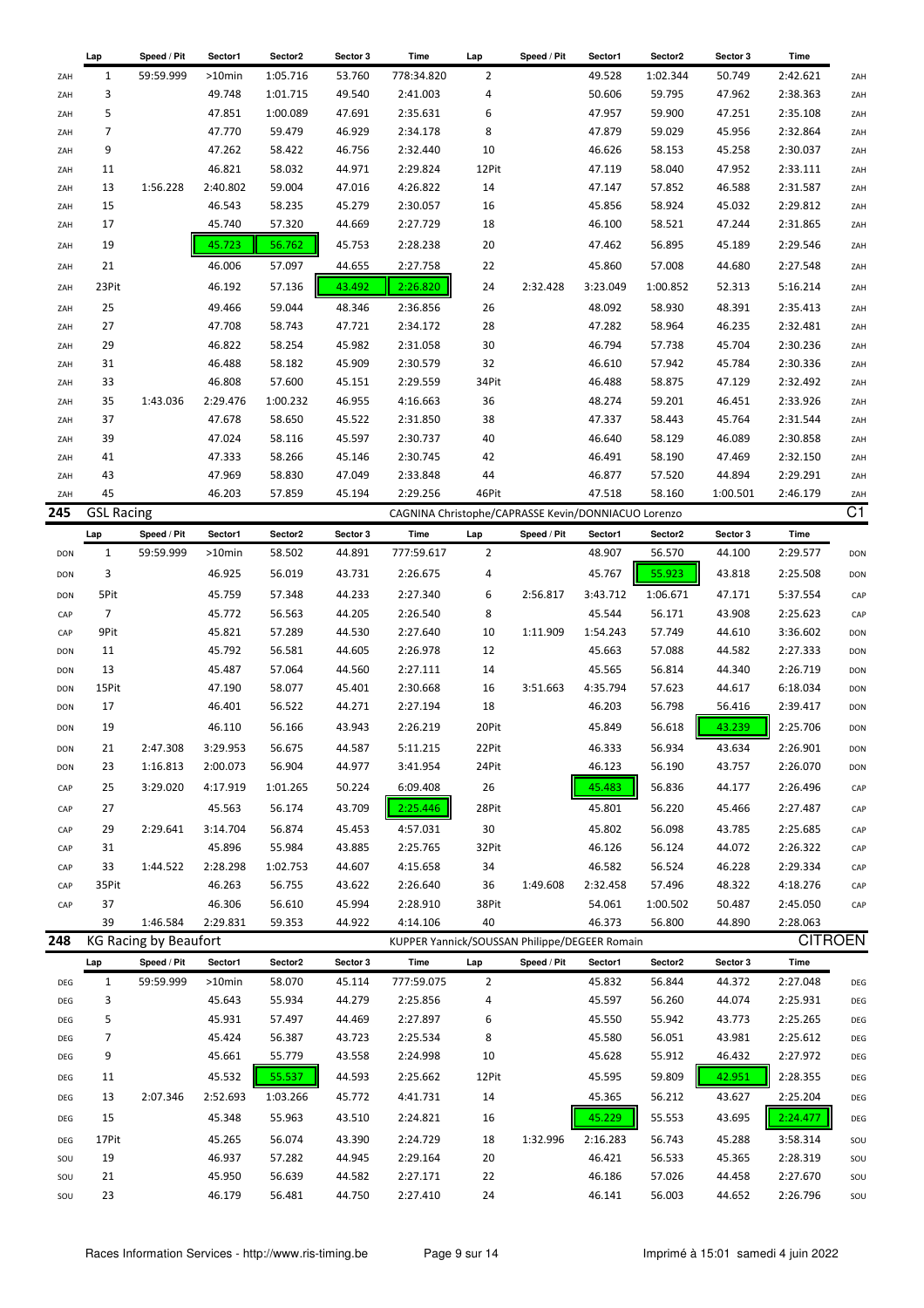| | Lap | Speed / Pit | Sector1 | Sector2 | Sector 3 | Time | Lap | Speed / Pit | Sector1 | Sector2 | Sector 3 | Time | |
|---|---|---|---|---|---|---|---|---|---|---|---|---|---|
| ZAH | 1 | 59:59.999 | >10min | 1:05.716 | 53.760 | 778:34.820 | 2 | | 49.528 | 1:02.344 | 50.749 | 2:42.621 | ZAH |
| ZAH | 3 | | 49.748 | 1:01.715 | 49.540 | 2:41.003 | 4 | | 50.606 | 59.795 | 47.962 | 2:38.363 | ZAH |
| ZAH | 5 | | 47.851 | 1:00.089 | 47.691 | 2:35.631 | 6 | | 47.957 | 59.900 | 47.251 | 2:35.108 | ZAH |
| ZAH | 7 | | 47.770 | 59.479 | 46.929 | 2:34.178 | 8 | | 47.879 | 59.029 | 45.956 | 2:32.864 | ZAH |
| ZAH | 9 | | 47.262 | 58.422 | 46.756 | 2:32.440 | 10 | | 46.626 | 58.153 | 45.258 | 2:30.037 | ZAH |
| ZAH | 11 | | 46.821 | 58.032 | 44.971 | 2:29.824 | 12Pit | | 47.119 | 58.040 | 47.952 | 2:33.111 | ZAH |
| ZAH | 13 | 1:56.228 | 2:40.802 | 59.004 | 47.016 | 4:26.822 | 14 | | 47.147 | 57.852 | 46.588 | 2:31.587 | ZAH |
| ZAH | 15 | | 46.543 | 58.235 | 45.279 | 2:30.057 | 16 | | 45.856 | 58.924 | 45.032 | 2:29.812 | ZAH |
| ZAH | 17 | | 45.740 | 57.320 | 44.669 | 2:27.729 | 18 | | 46.100 | 58.521 | 47.244 | 2:31.865 | ZAH |
| ZAH | 19 | | 45.723 | 56.762 | 45.753 | 2:28.238 | 20 | | 47.462 | 56.895 | 45.189 | 2:29.546 | ZAH |
| ZAH | 21 | | 46.006 | 57.097 | 44.655 | 2:27.758 | 22 | | 45.860 | 57.008 | 44.680 | 2:27.548 | ZAH |
| ZAH | 23Pit | | 46.192 | 57.136 | 43.492 | 2:26.820 | 24 | 2:32.428 | 3:23.049 | 1:00.852 | 52.313 | 5:16.214 | ZAH |
| ZAH | 25 | | 49.466 | 59.044 | 48.346 | 2:36.856 | 26 | | 48.092 | 58.930 | 48.391 | 2:35.413 | ZAH |
| ZAH | 27 | | 47.708 | 58.743 | 47.721 | 2:34.172 | 28 | | 47.282 | 58.964 | 46.235 | 2:32.481 | ZAH |
| ZAH | 29 | | 46.822 | 58.254 | 45.982 | 2:31.058 | 30 | | 46.794 | 57.738 | 45.704 | 2:30.236 | ZAH |
| ZAH | 31 | | 46.488 | 58.182 | 45.909 | 2:30.579 | 32 | | 46.610 | 57.942 | 45.784 | 2:30.336 | ZAH |
| ZAH | 33 | | 46.808 | 57.600 | 45.151 | 2:29.559 | 34Pit | | 46.488 | 58.875 | 47.129 | 2:32.492 | ZAH |
| ZAH | 35 | 1:43.036 | 2:29.476 | 1:00.232 | 46.955 | 4:16.663 | 36 | | 48.274 | 59.201 | 46.451 | 2:33.926 | ZAH |
| ZAH | 37 | | 47.678 | 58.650 | 45.522 | 2:31.850 | 38 | | 47.337 | 58.443 | 45.764 | 2:31.544 | ZAH |
| ZAH | 39 | | 47.024 | 58.116 | 45.597 | 2:30.737 | 40 | | 46.640 | 58.129 | 46.089 | 2:30.858 | ZAH |
| ZAH | 41 | | 47.333 | 58.266 | 45.146 | 2:30.745 | 42 | | 46.491 | 58.190 | 47.469 | 2:32.150 | ZAH |
| ZAH | 43 | | 47.969 | 58.830 | 47.049 | 2:33.848 | 44 | | 46.877 | 57.520 | 44.894 | 2:29.291 | ZAH |
| ZAH | 45 | | 46.203 | 57.859 | 45.194 | 2:29.256 | 46Pit | | 47.518 | 58.160 | 1:00.501 | 2:46.179 | ZAH |

## 245 GSL Racing — CAGNINA Christophe/CAPRASSE Kevin/DONNIACUO Lorenzo — C1

| | Lap | Speed / Pit | Sector1 | Sector2 | Sector 3 | Time | Lap | Speed / Pit | Sector1 | Sector2 | Sector 3 | Time | |
|---|---|---|---|---|---|---|---|---|---|---|---|---|---|
| DON | 1 | 59:59.999 | >10min | 58.502 | 44.891 | 777:59.617 | 2 | | 48.907 | 56.570 | 44.100 | 2:29.577 | DON |
| DON | 3 | | 46.925 | 56.019 | 43.731 | 2:26.675 | 4 | | 45.767 | 55.923 | 43.818 | 2:25.508 | DON |
| DON | 5Pit | | 45.759 | 57.348 | 44.233 | 2:27.340 | 6 | 2:56.817 | 3:43.712 | 1:06.671 | 47.171 | 5:37.554 | CAP |
| CAP | 7 | | 45.772 | 56.563 | 44.205 | 2:26.540 | 8 | | 45.544 | 56.171 | 43.908 | 2:25.623 | CAP |
| CAP | 9Pit | | 45.821 | 57.289 | 44.530 | 2:27.640 | 10 | 1:11.909 | 1:54.243 | 57.749 | 44.610 | 3:36.602 | DON |
| DON | 11 | | 45.792 | 56.581 | 44.605 | 2:26.978 | 12 | | 45.663 | 57.088 | 44.582 | 2:27.333 | DON |
| DON | 13 | | 45.487 | 57.064 | 44.560 | 2:27.111 | 14 | | 45.565 | 56.814 | 44.340 | 2:26.719 | DON |
| DON | 15Pit | | 47.190 | 58.077 | 45.401 | 2:30.668 | 16 | 3:51.663 | 4:35.794 | 57.623 | 44.617 | 6:18.034 | DON |
| DON | 17 | | 46.401 | 56.522 | 44.271 | 2:27.194 | 18 | | 46.203 | 56.798 | 56.416 | 2:39.417 | DON |
| DON | 19 | | 46.110 | 56.166 | 43.943 | 2:26.219 | 20Pit | | 45.849 | 56.618 | 43.239 | 2:25.706 | DON |
| DON | 21 | 2:47.308 | 3:29.953 | 56.675 | 44.587 | 5:11.215 | 22Pit | | 46.333 | 56.934 | 43.634 | 2:26.901 | DON |
| DON | 23 | 1:16.813 | 2:00.073 | 56.904 | 44.977 | 3:41.954 | 24Pit | | 46.123 | 56.190 | 43.757 | 2:26.070 | DON |
| CAP | 25 | 3:29.020 | 4:17.919 | 1:01.265 | 50.224 | 6:09.408 | 26 | | 45.483 | 56.836 | 44.177 | 2:26.496 | CAP |
| CAP | 27 | | 45.563 | 56.174 | 43.709 | 2:25.446 | 28Pit | | 45.801 | 56.220 | 45.466 | 2:27.487 | CAP |
| CAP | 29 | 2:29.641 | 3:14.704 | 56.874 | 45.453 | 4:57.031 | 30 | | 45.802 | 56.098 | 43.785 | 2:25.685 | CAP |
| CAP | 31 | | 45.896 | 55.984 | 43.885 | 2:25.765 | 32Pit | | 46.126 | 56.124 | 44.072 | 2:26.322 | CAP |
| CAP | 33 | 1:44.522 | 2:28.298 | 1:02.753 | 44.607 | 4:15.658 | 34 | | 46.582 | 56.524 | 46.228 | 2:29.334 | CAP |
| CAP | 35Pit | | 46.263 | 56.755 | 43.622 | 2:26.640 | 36 | 1:49.608 | 2:32.458 | 57.496 | 48.322 | 4:18.276 | CAP |
| CAP | 37 | | 46.306 | 56.610 | 45.994 | 2:28.910 | 38Pit | | 54.061 | 1:00.502 | 50.487 | 2:45.050 | CAP |
| | 39 | 1:46.584 | 2:29.831 | 59.353 | 44.922 | 4:14.106 | 40 | | 46.373 | 56.800 | 44.890 | 2:28.063 | |

## 248 KG Racing by Beaufort — KUPPER Yannick/SOUSSAN Philippe/DEGEER Romain — CITROEN

| | Lap | Speed / Pit | Sector1 | Sector2 | Sector 3 | Time | Lap | Speed / Pit | Sector1 | Sector2 | Sector 3 | Time | |
|---|---|---|---|---|---|---|---|---|---|---|---|---|---|
| DEG | 1 | 59:59.999 | >10min | 58.070 | 45.114 | 777:59.075 | 2 | | 45.832 | 56.844 | 44.372 | 2:27.048 | DEG |
| DEG | 3 | | 45.643 | 55.934 | 44.279 | 2:25.856 | 4 | | 45.597 | 56.260 | 44.074 | 2:25.931 | DEG |
| DEG | 5 | | 45.931 | 57.497 | 44.469 | 2:27.897 | 6 | | 45.550 | 55.942 | 43.773 | 2:25.265 | DEG |
| DEG | 7 | | 45.424 | 56.387 | 43.723 | 2:25.534 | 8 | | 45.580 | 56.051 | 43.981 | 2:25.612 | DEG |
| DEG | 9 | | 45.661 | 55.779 | 43.558 | 2:24.998 | 10 | | 45.628 | 55.912 | 46.432 | 2:27.972 | DEG |
| DEG | 11 | | 45.532 | 55.537 | 44.593 | 2:25.662 | 12Pit | | 45.595 | 59.809 | 42.951 | 2:28.355 | DEG |
| DEG | 13 | 2:07.346 | 2:52.693 | 1:03.266 | 45.772 | 4:41.731 | 14 | | 45.365 | 56.212 | 43.627 | 2:25.204 | DEG |
| DEG | 15 | | 45.348 | 55.963 | 43.510 | 2:24.821 | 16 | | 45.229 | 55.553 | 43.695 | 2:24.477 | DEG |
| DEG | 17Pit | | 45.265 | 56.074 | 43.390 | 2:24.729 | 18 | 1:32.996 | 2:16.283 | 56.743 | 45.288 | 3:58.314 | SOU |
| SOU | 19 | | 46.937 | 57.282 | 44.945 | 2:29.164 | 20 | | 46.421 | 56.533 | 45.365 | 2:28.319 | SOU |
| SOU | 21 | | 45.950 | 56.639 | 44.582 | 2:27.171 | 22 | | 46.186 | 57.026 | 44.458 | 2:27.670 | SOU |
| SOU | 23 | | 46.179 | 56.481 | 44.750 | 2:27.410 | 24 | | 46.141 | 56.003 | 44.652 | 2:26.796 | SOU |

Races Information Services - http://www.ris-timing.be — Imprimé à 15:01 samedi 4 juin 2022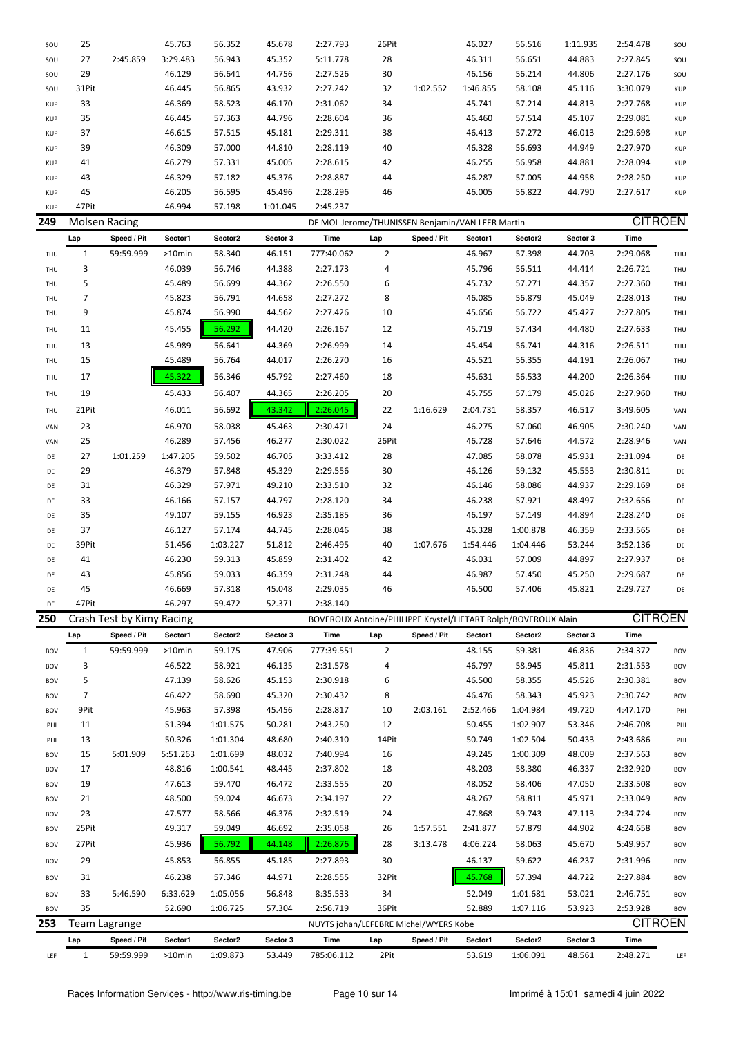| | Lap | Speed / Pit | Sector1 | Sector2 | Sector 3 | Time | Lap | Speed / Pit | Sector1 | Sector2 | Sector 3 | Time | |
|---|---|---|---|---|---|---|---|---|---|---|---|---|---|
| SOU | 25 | | 45.763 | 56.352 | 45.678 | 2:27.793 | 26Pit | | 46.027 | 56.516 | 1:11.935 | 2:54.478 | SOU |
| SOU | 27 | 2:45.859 | 3:29.483 | 56.943 | 45.352 | 5:11.778 | 28 | | 46.311 | 56.651 | 44.883 | 2:27.845 | SOU |
| SOU | 29 | | 46.129 | 56.641 | 44.756 | 2:27.526 | 30 | | 46.156 | 56.214 | 44.806 | 2:27.176 | SOU |
| SOU | 31Pit | | 46.445 | 56.865 | 43.932 | 2:27.242 | 32 | 1:02.552 | 1:46.855 | 58.108 | 45.116 | 3:30.079 | KUP |
| KUP | 33 | | 46.369 | 58.523 | 46.170 | 2:31.062 | 34 | | 45.741 | 57.214 | 44.813 | 2:27.768 | KUP |
| KUP | 35 | | 46.445 | 57.363 | 44.796 | 2:28.604 | 36 | | 46.460 | 57.514 | 45.107 | 2:29.081 | KUP |
| KUP | 37 | | 46.615 | 57.515 | 45.181 | 2:29.311 | 38 | | 46.413 | 57.272 | 46.013 | 2:29.698 | KUP |
| KUP | 39 | | 46.309 | 57.000 | 44.810 | 2:28.119 | 40 | | 46.328 | 56.693 | 44.949 | 2:27.970 | KUP |
| KUP | 41 | | 46.279 | 57.331 | 45.005 | 2:28.615 | 42 | | 46.255 | 56.958 | 44.881 | 2:28.094 | KUP |
| KUP | 43 | | 46.329 | 57.182 | 45.376 | 2:28.887 | 44 | | 46.287 | 57.005 | 44.958 | 2:28.250 | KUP |
| KUP | 45 | | 46.205 | 56.595 | 45.496 | 2:28.296 | 46 | | 46.005 | 56.822 | 44.790 | 2:27.617 | KUP |
| KUP | 47Pit | | 46.994 | 57.198 | 1:01.045 | 2:45.237 | | | | | | | |

## 249 Molsen Racing — DE MOL Jerome/THUNISSEN Benjamin/VAN LEER Martin — CITROEN

| | Lap | Speed / Pit | Sector1 | Sector2 | Sector 3 | Time | Lap | Speed / Pit | Sector1 | Sector2 | Sector 3 | Time | |
|---|---|---|---|---|---|---|---|---|---|---|---|---|---|
| THU | 1 | 59:59.999 | >10min | 58.340 | 46.151 | 777:40.062 | 2 | | 46.967 | 57.398 | 44.703 | 2:29.068 | THU |
| THU | 3 | | 46.039 | 56.746 | 44.388 | 2:27.173 | 4 | | 45.796 | 56.511 | 44.414 | 2:26.721 | THU |
| THU | 5 | | 45.489 | 56.699 | 44.362 | 2:26.550 | 6 | | 45.732 | 57.271 | 44.357 | 2:27.360 | THU |
| THU | 7 | | 45.823 | 56.791 | 44.658 | 2:27.272 | 8 | | 46.085 | 56.879 | 45.049 | 2:28.013 | THU |
| THU | 9 | | 45.874 | 56.990 | 44.562 | 2:27.426 | 10 | | 45.656 | 56.722 | 45.427 | 2:27.805 | THU |
| THU | 11 | | 45.455 | 56.292 | 44.420 | 2:26.167 | 12 | | 45.719 | 57.434 | 44.480 | 2:27.633 | THU |
| THU | 13 | | 45.989 | 56.641 | 44.369 | 2:26.999 | 14 | | 45.454 | 56.741 | 44.316 | 2:26.511 | THU |
| THU | 15 | | 45.489 | 56.764 | 44.017 | 2:26.270 | 16 | | 45.521 | 56.355 | 44.191 | 2:26.067 | THU |
| THU | 17 | | 45.322 | 56.346 | 45.792 | 2:27.460 | 18 | | 45.631 | 56.533 | 44.200 | 2:26.364 | THU |
| THU | 19 | | 45.433 | 56.407 | 44.365 | 2:26.205 | 20 | | 45.755 | 57.179 | 45.026 | 2:27.960 | THU |
| THU | 21Pit | | 46.011 | 56.692 | 43.342 | 2:26.045 | 22 | 1:16.629 | 2:04.731 | 58.357 | 46.517 | 3:49.605 | VAN |
| VAN | 23 | | 46.970 | 58.038 | 45.463 | 2:30.471 | 24 | | 46.275 | 57.060 | 46.905 | 2:30.240 | VAN |
| VAN | 25 | | 46.289 | 57.456 | 46.277 | 2:30.022 | 26Pit | | 46.728 | 57.646 | 44.572 | 2:28.946 | VAN |
| DE | 27 | 1:01.259 | 1:47.205 | 59.502 | 46.705 | 3:33.412 | 28 | | 47.085 | 58.078 | 45.931 | 2:31.094 | DE |
| DE | 29 | | 46.379 | 57.848 | 45.329 | 2:29.556 | 30 | | 46.126 | 59.132 | 45.553 | 2:30.811 | DE |
| DE | 31 | | 46.329 | 57.971 | 49.210 | 2:33.510 | 32 | | 46.146 | 58.086 | 44.937 | 2:29.169 | DE |
| DE | 33 | | 46.166 | 57.157 | 44.797 | 2:28.120 | 34 | | 46.238 | 57.921 | 48.497 | 2:32.656 | DE |
| DE | 35 | | 49.107 | 59.155 | 46.923 | 2:35.185 | 36 | | 46.197 | 57.149 | 44.894 | 2:28.240 | DE |
| DE | 37 | | 46.127 | 57.174 | 44.745 | 2:28.046 | 38 | | 46.328 | 1:00.878 | 46.359 | 2:33.565 | DE |
| DE | 39Pit | | 51.456 | 1:03.227 | 51.812 | 2:46.495 | 40 | 1:07.676 | 1:54.446 | 1:04.446 | 53.244 | 3:52.136 | DE |
| DE | 41 | | 46.230 | 59.313 | 45.859 | 2:31.402 | 42 | | 46.031 | 57.009 | 44.897 | 2:27.937 | DE |
| DE | 43 | | 45.856 | 59.033 | 46.359 | 2:31.248 | 44 | | 46.987 | 57.450 | 45.250 | 2:29.687 | DE |
| DE | 45 | | 46.669 | 57.318 | 45.048 | 2:29.035 | 46 | | 46.500 | 57.406 | 45.821 | 2:29.727 | DE |
| DE | 47Pit | | 46.297 | 59.472 | 52.371 | 2:38.140 | | | | | | | |

## 250 Crash Test by Kimy Racing — BOVEROUX Antoine/PHILIPPE Krystel/LIETART Rolph/BOVEROUX Alain — CITROEN

| | Lap | Speed / Pit | Sector1 | Sector2 | Sector 3 | Time | Lap | Speed / Pit | Sector1 | Sector2 | Sector 3 | Time | |
|---|---|---|---|---|---|---|---|---|---|---|---|---|---|
| BOV | 1 | 59:59.999 | >10min | 59.175 | 47.906 | 777:39.551 | 2 | | 48.155 | 59.381 | 46.836 | 2:34.372 | BOV |
| BOV | 3 | | 46.522 | 58.921 | 46.135 | 2:31.578 | 4 | | 46.797 | 58.945 | 45.811 | 2:31.553 | BOV |
| BOV | 5 | | 47.139 | 58.626 | 45.153 | 2:30.918 | 6 | | 46.500 | 58.355 | 45.526 | 2:30.381 | BOV |
| BOV | 7 | | 46.422 | 58.690 | 45.320 | 2:30.432 | 8 | | 46.476 | 58.343 | 45.923 | 2:30.742 | BOV |
| BOV | 9Pit | | 45.963 | 57.398 | 45.456 | 2:28.817 | 10 | 2:03.161 | 2:52.466 | 1:04.984 | 49.720 | 4:47.170 | PHI |
| PHI | 11 | | 51.394 | 1:01.575 | 50.281 | 2:43.250 | 12 | | 50.455 | 1:02.907 | 53.346 | 2:46.708 | PHI |
| PHI | 13 | | 50.326 | 1:01.304 | 48.680 | 2:40.310 | 14Pit | | 50.749 | 1:02.504 | 50.433 | 2:43.686 | PHI |
| BOV | 15 | 5:01.909 | 5:51.263 | 1:01.699 | 48.032 | 7:40.994 | 16 | | 49.245 | 1:00.309 | 48.009 | 2:37.563 | BOV |
| BOV | 17 | | 48.816 | 1:00.541 | 48.445 | 2:37.802 | 18 | | 48.203 | 58.380 | 46.337 | 2:32.920 | BOV |
| BOV | 19 | | 47.613 | 59.470 | 46.472 | 2:33.555 | 20 | | 48.052 | 58.406 | 47.050 | 2:33.508 | BOV |
| BOV | 21 | | 48.500 | 59.024 | 46.673 | 2:34.197 | 22 | | 48.267 | 58.811 | 45.971 | 2:33.049 | BOV |
| BOV | 23 | | 47.577 | 58.566 | 46.376 | 2:32.519 | 24 | | 47.868 | 59.743 | 47.113 | 2:34.724 | BOV |
| BOV | 25Pit | | 49.317 | 59.049 | 46.692 | 2:35.058 | 26 | 1:57.551 | 2:41.877 | 57.879 | 44.902 | 4:24.658 | BOV |
| BOV | 27Pit | | 45.936 | 56.792 | 44.148 | 2:26.876 | 28 | 3:13.478 | 4:06.224 | 58.063 | 45.670 | 5:49.957 | BOV |
| BOV | 29 | | 45.853 | 56.855 | 45.185 | 2:27.893 | 30 | | 46.137 | 59.622 | 46.237 | 2:31.996 | BOV |
| BOV | 31 | | 46.238 | 57.346 | 44.971 | 2:28.555 | 32Pit | | 45.768 | 57.394 | 44.722 | 2:27.884 | BOV |
| BOV | 33 | 5:46.590 | 6:33.629 | 1:05.056 | 56.848 | 8:35.533 | 34 | | 52.049 | 1:01.681 | 53.021 | 2:46.751 | BOV |
| BOV | 35 | | 52.690 | 1:06.725 | 57.304 | 2:56.719 | 36Pit | | 52.889 | 1:07.116 | 53.923 | 2:53.928 | BOV |

## 253 Team Lagrange — NUYTS johan/LEFEBRE Michel/WYERS Kobe — CITROEN

| | Lap | Speed / Pit | Sector1 | Sector2 | Sector 3 | Time | Lap | Speed / Pit | Sector1 | Sector2 | Sector 3 | Time | |
|---|---|---|---|---|---|---|---|---|---|---|---|---|---|
| LEF | 1 | 59:59.999 | >10min | 1:09.873 | 53.449 | 785:06.112 | 2Pit | | 53.619 | 1:06.091 | 48.561 | 2:48.271 | LEF |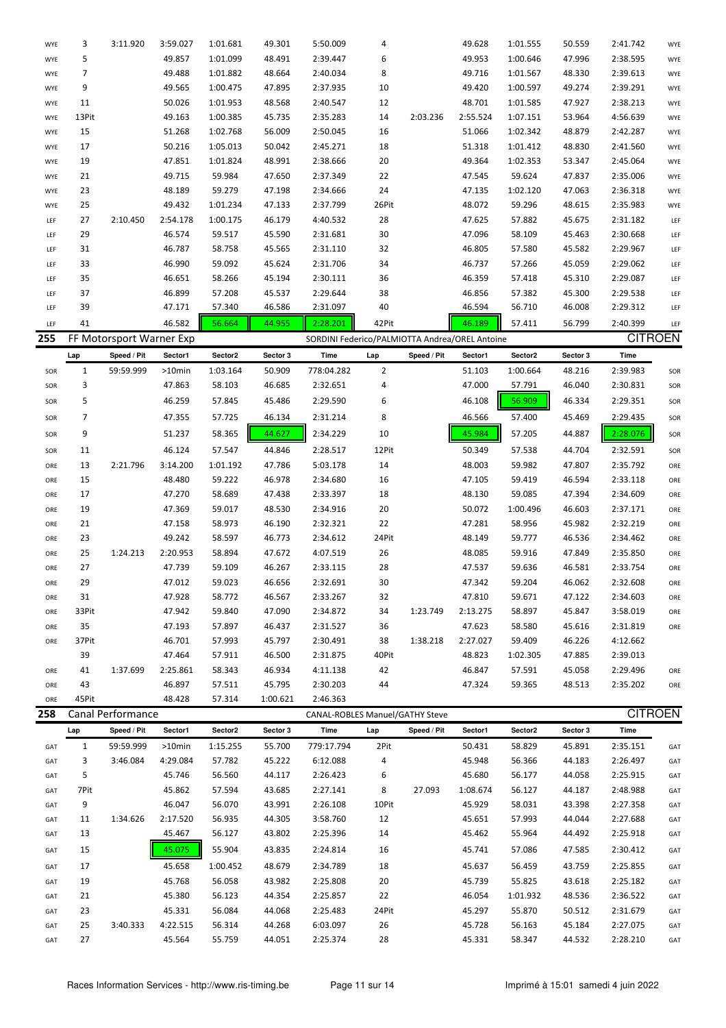| | Lap | Speed / Pit | Sector1 | Sector2 | Sector 3 | Time | Lap | Speed / Pit | Sector1 | Sector2 | Sector 3 | Time | |
|---|---|---|---|---|---|---|---|---|---|---|---|---|---|
| WYE | 3 | 3:11.920 | 3:59.027 | 1:01.681 | 49.301 | 5:50.009 | 4 | | 49.628 | 1:01.555 | 50.559 | 2:41.742 | WYE |
| WYE | 5 | | 49.857 | 1:01.099 | 48.491 | 2:39.447 | 6 | | 49.953 | 1:00.646 | 47.996 | 2:38.595 | WYE |
| WYE | 7 | | 49.488 | 1:01.882 | 48.664 | 2:40.034 | 8 | | 49.716 | 1:01.567 | 48.330 | 2:39.613 | WYE |
| WYE | 9 | | 49.565 | 1:00.475 | 47.895 | 2:37.935 | 10 | | 49.420 | 1:00.597 | 49.274 | 2:39.291 | WYE |
| WYE | 11 | | 50.026 | 1:01.953 | 48.568 | 2:40.547 | 12 | | 48.701 | 1:01.585 | 47.927 | 2:38.213 | WYE |
| WYE | 13Pit | | 49.163 | 1:00.385 | 45.735 | 2:35.283 | 14 | 2:03.236 | 2:55.524 | 1:07.151 | 53.964 | 4:56.639 | WYE |
| WYE | 15 | | 51.268 | 1:02.768 | 56.009 | 2:50.045 | 16 | | 51.066 | 1:02.342 | 48.879 | 2:42.287 | WYE |
| WYE | 17 | | 50.216 | 1:05.013 | 50.042 | 2:45.271 | 18 | | 51.318 | 1:01.412 | 48.830 | 2:41.560 | WYE |
| WYE | 19 | | 47.851 | 1:01.824 | 48.991 | 2:38.666 | 20 | | 49.364 | 1:02.353 | 53.347 | 2:45.064 | WYE |
| WYE | 21 | | 49.715 | 59.984 | 47.650 | 2:37.349 | 22 | | 47.545 | 59.624 | 47.837 | 2:35.006 | WYE |
| WYE | 23 | | 48.189 | 59.279 | 47.198 | 2:34.666 | 24 | | 47.135 | 1:02.120 | 47.063 | 2:36.318 | WYE |
| WYE | 25 | | 49.432 | 1:01.234 | 47.133 | 2:37.799 | 26Pit | | 48.072 | 59.296 | 48.615 | 2:35.983 | WYE |
| LEF | 27 | 2:10.450 | 2:54.178 | 1:00.175 | 46.179 | 4:40.532 | 28 | | 47.625 | 57.882 | 45.675 | 2:31.182 | LEF |
| LEF | 29 | | 46.574 | 59.517 | 45.590 | 2:31.681 | 30 | | 47.096 | 58.109 | 45.463 | 2:30.668 | LEF |
| LEF | 31 | | 46.787 | 58.758 | 45.565 | 2:31.110 | 32 | | 46.805 | 57.580 | 45.582 | 2:29.967 | LEF |
| LEF | 33 | | 46.990 | 59.092 | 45.624 | 2:31.706 | 34 | | 46.737 | 57.266 | 45.059 | 2:29.062 | LEF |
| LEF | 35 | | 46.651 | 58.266 | 45.194 | 2:30.111 | 36 | | 46.359 | 57.418 | 45.310 | 2:29.087 | LEF |
| LEF | 37 | | 46.899 | 57.208 | 45.537 | 2:29.644 | 38 | | 46.856 | 57.382 | 45.300 | 2:29.538 | LEF |
| LEF | 39 | | 47.171 | 57.340 | 46.586 | 2:31.097 | 40 | | 46.594 | 56.710 | 46.008 | 2:29.312 | LEF |
| LEF | 41 | | 46.582 | 56.664 | 44.955 | 2:28.201 | 42Pit | | 46.189 | 57.411 | 56.799 | 2:40.399 | LEF |

## 255 FF Motorsport Warner Exp — SORDINI Federico/PALMIOTTA Andrea/OREL Antoine — CITROEN

| | Lap | Speed / Pit | Sector1 | Sector2 | Sector 3 | Time | Lap | Speed / Pit | Sector1 | Sector2 | Sector 3 | Time | |
|---|---|---|---|---|---|---|---|---|---|---|---|---|---|
| SOR | 1 | 59:59.999 | >10min | 1:03.164 | 50.909 | 778:04.282 | 2 | | 51.103 | 1:00.664 | 48.216 | 2:39.983 | SOR |
| SOR | 3 | | 47.863 | 58.103 | 46.685 | 2:32.651 | 4 | | 47.000 | 57.791 | 46.040 | 2:30.831 | SOR |
| SOR | 5 | | 46.259 | 57.845 | 45.486 | 2:29.590 | 6 | | 46.108 | 56.909 | 46.334 | 2:29.351 | SOR |
| SOR | 7 | | 47.355 | 57.725 | 46.134 | 2:31.214 | 8 | | 46.566 | 57.400 | 45.469 | 2:29.435 | SOR |
| SOR | 9 | | 51.237 | 58.365 | 44.627 | 2:34.229 | 10 | | 45.984 | 57.205 | 44.887 | 2:28.076 | SOR |
| SOR | 11 | | 46.124 | 57.547 | 44.846 | 2:28.517 | 12Pit | | 50.349 | 57.538 | 44.704 | 2:32.591 | SOR |
| ORE | 13 | 2:21.796 | 3:14.200 | 1:01.192 | 47.786 | 5:03.178 | 14 | | 48.003 | 59.982 | 47.807 | 2:35.792 | ORE |
| ORE | 15 | | 48.480 | 59.222 | 46.978 | 2:34.680 | 16 | | 47.105 | 59.419 | 46.594 | 2:33.118 | ORE |
| ORE | 17 | | 47.270 | 58.689 | 47.438 | 2:33.397 | 18 | | 48.130 | 59.085 | 47.394 | 2:34.609 | ORE |
| ORE | 19 | | 47.369 | 59.017 | 48.530 | 2:34.916 | 20 | | 50.072 | 1:00.496 | 46.603 | 2:37.171 | ORE |
| ORE | 21 | | 47.158 | 58.973 | 46.190 | 2:32.321 | 22 | | 47.281 | 58.956 | 45.982 | 2:32.219 | ORE |
| ORE | 23 | | 49.242 | 58.597 | 46.773 | 2:34.612 | 24Pit | | 48.149 | 59.777 | 46.536 | 2:34.462 | ORE |
| ORE | 25 | 1:24.213 | 2:20.953 | 58.894 | 47.672 | 4:07.519 | 26 | | 48.085 | 59.916 | 47.849 | 2:35.850 | ORE |
| ORE | 27 | | 47.739 | 59.109 | 46.267 | 2:33.115 | 28 | | 47.537 | 59.636 | 46.581 | 2:33.754 | ORE |
| ORE | 29 | | 47.012 | 59.023 | 46.656 | 2:32.691 | 30 | | 47.342 | 59.204 | 46.062 | 2:32.608 | ORE |
| ORE | 31 | | 47.928 | 58.772 | 46.567 | 2:33.267 | 32 | | 47.810 | 59.671 | 47.122 | 2:34.603 | ORE |
| ORE | 33Pit | | 47.942 | 59.840 | 47.090 | 2:34.872 | 34 | 1:23.749 | 2:13.275 | 58.897 | 45.847 | 3:58.019 | ORE |
| ORE | 35 | | 47.193 | 57.897 | 46.437 | 2:31.527 | 36 | | 47.623 | 58.580 | 45.616 | 2:31.819 | ORE |
| ORE | 37Pit | | 46.701 | 57.993 | 45.797 | 2:30.491 | 38 | 1:38.218 | 2:27.027 | 59.409 | 46.226 | 4:12.662 | |
| | 39 | | 47.464 | 57.911 | 46.500 | 2:31.875 | 40Pit | | 48.823 | 1:02.305 | 47.885 | 2:39.013 | |
| ORE | 41 | 1:37.699 | 2:25.861 | 58.343 | 46.934 | 4:11.138 | 42 | | 46.847 | 57.591 | 45.058 | 2:29.496 | ORE |
| ORE | 43 | | 46.897 | 57.511 | 45.795 | 2:30.203 | 44 | | 47.324 | 59.365 | 48.513 | 2:35.202 | ORE |
| ORE | 45Pit | | 48.428 | 57.314 | 1:00.621 | 2:46.363 | | | | | | | |

## 258 Canal Performance — CANAL-ROBLES Manuel/GATHY Steve — CITROEN

| | Lap | Speed / Pit | Sector1 | Sector2 | Sector 3 | Time | Lap | Speed / Pit | Sector1 | Sector2 | Sector 3 | Time | |
|---|---|---|---|---|---|---|---|---|---|---|---|---|---|
| GAT | 1 | 59:59.999 | >10min | 1:15.255 | 55.700 | 779:17.794 | 2Pit | | 50.431 | 58.829 | 45.891 | 2:35.151 | GAT |
| GAT | 3 | 3:46.084 | 4:29.084 | 57.782 | 45.222 | 6:12.088 | 4 | | 45.948 | 56.366 | 44.183 | 2:26.497 | GAT |
| GAT | 5 | | 45.746 | 56.560 | 44.117 | 2:26.423 | 6 | | 45.680 | 56.177 | 44.058 | 2:25.915 | GAT |
| GAT | 7Pit | | 45.862 | 57.594 | 43.685 | 2:27.141 | 8 | 27.093 | 1:08.674 | 56.127 | 44.187 | 2:48.988 | GAT |
| GAT | 9 | | 46.047 | 56.070 | 43.991 | 2:26.108 | 10Pit | | 45.929 | 58.031 | 43.398 | 2:27.358 | GAT |
| GAT | 11 | 1:34.626 | 2:17.520 | 56.935 | 44.305 | 3:58.760 | 12 | | 45.651 | 57.993 | 44.044 | 2:27.688 | GAT |
| GAT | 13 | | 45.467 | 56.127 | 43.802 | 2:25.396 | 14 | | 45.462 | 55.964 | 44.492 | 2:25.918 | GAT |
| GAT | 15 | | 45.075 | 55.904 | 43.835 | 2:24.814 | 16 | | 45.741 | 57.086 | 47.585 | 2:30.412 | GAT |
| GAT | 17 | | 45.658 | 1:00.452 | 48.679 | 2:34.789 | 18 | | 45.637 | 56.459 | 43.759 | 2:25.855 | GAT |
| GAT | 19 | | 45.768 | 56.058 | 43.982 | 2:25.808 | 20 | | 45.739 | 55.825 | 43.618 | 2:25.182 | GAT |
| GAT | 21 | | 45.380 | 56.123 | 44.354 | 2:25.857 | 22 | | 46.054 | 1:01.932 | 48.536 | 2:36.522 | GAT |
| GAT | 23 | | 45.331 | 56.084 | 44.068 | 2:25.483 | 24Pit | | 45.297 | 55.870 | 50.512 | 2:31.679 | GAT |
| GAT | 25 | 3:40.333 | 4:22.515 | 56.314 | 44.268 | 6:03.097 | 26 | | 45.728 | 56.163 | 45.184 | 2:27.075 | GAT |
| GAT | 27 | | 45.564 | 55.759 | 44.051 | 2:25.374 | 28 | | 45.331 | 58.347 | 44.532 | 2:28.210 | GAT |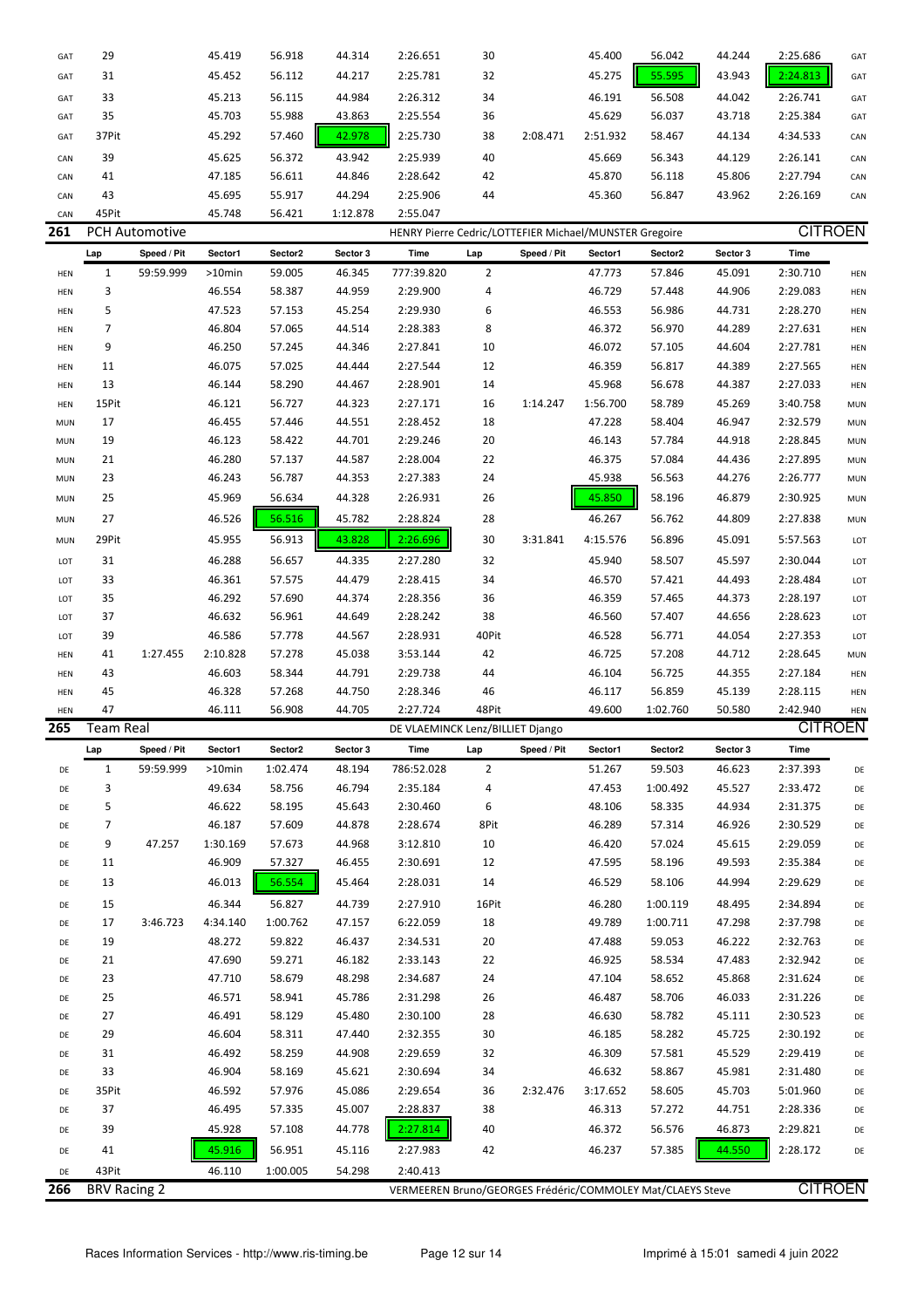| | Lap | Speed / Pit | Sector1 | Sector2 | Sector 3 | Time | Lap | Speed / Pit | Sector1 | Sector2 | Sector 3 | Time | |
|---|---|---|---|---|---|---|---|---|---|---|---|---|---|
| GAT | 29 | | 45.419 | 56.918 | 44.314 | 2:26.651 | 30 | | 45.400 | 56.042 | 44.244 | 2:25.686 | GAT |
| GAT | 31 | | 45.452 | 56.112 | 44.217 | 2:25.781 | 32 | | 45.275 | 55.595 | 43.943 | 2:24.813 | GAT |
| GAT | 33 | | 45.213 | 56.115 | 44.984 | 2:26.312 | 34 | | 46.191 | 56.508 | 44.042 | 2:26.741 | GAT |
| GAT | 35 | | 45.703 | 55.988 | 43.863 | 2:25.554 | 36 | | 45.629 | 56.037 | 43.718 | 2:25.384 | GAT |
| GAT | 37Pit | | 45.292 | 57.460 | 42.978 | 2:25.730 | 38 | 2:08.471 | 2:51.932 | 58.467 | 44.134 | 4:34.533 | CAN |
| CAN | 39 | | 45.625 | 56.372 | 43.942 | 2:25.939 | 40 | | 45.669 | 56.343 | 44.129 | 2:26.141 | CAN |
| CAN | 41 | | 47.185 | 56.611 | 44.846 | 2:28.642 | 42 | | 45.870 | 56.118 | 45.806 | 2:27.794 | CAN |
| CAN | 43 | | 45.695 | 55.917 | 44.294 | 2:25.906 | 44 | | 45.360 | 56.847 | 43.962 | 2:26.169 | CAN |
| CAN | 45Pit | | 45.748 | 56.421 | 1:12.878 | 2:55.047 | | | | | | | |

**261** PCH Automotive — HENRY Pierre Cedric/LOTTEFIER Michael/MUNSTER Gregoire — CITROEN

| | Lap | Speed / Pit | Sector1 | Sector2 | Sector 3 | Time | Lap | Speed / Pit | Sector1 | Sector2 | Sector 3 | Time | |
|---|---|---|---|---|---|---|---|---|---|---|---|---|---|
| HEN | 1 | 59:59.999 | >10min | 59.005 | 46.345 | 777:39.820 | 2 | | 47.773 | 57.846 | 45.091 | 2:30.710 | HEN |
| HEN | 3 | | 46.554 | 58.387 | 44.959 | 2:29.900 | 4 | | 46.729 | 57.448 | 44.906 | 2:29.083 | HEN |
| HEN | 5 | | 47.523 | 57.153 | 45.254 | 2:29.930 | 6 | | 46.553 | 56.986 | 44.731 | 2:28.270 | HEN |
| HEN | 7 | | 46.804 | 57.065 | 44.514 | 2:28.383 | 8 | | 46.372 | 56.970 | 44.289 | 2:27.631 | HEN |
| HEN | 9 | | 46.250 | 57.245 | 44.346 | 2:27.841 | 10 | | 46.072 | 57.105 | 44.604 | 2:27.781 | HEN |
| HEN | 11 | | 46.075 | 57.025 | 44.444 | 2:27.544 | 12 | | 46.359 | 56.817 | 44.389 | 2:27.565 | HEN |
| HEN | 13 | | 46.144 | 58.290 | 44.467 | 2:28.901 | 14 | | 45.968 | 56.678 | 44.387 | 2:27.033 | HEN |
| HEN | 15Pit | | 46.121 | 56.727 | 44.323 | 2:27.171 | 16 | 1:14.247 | 1:56.700 | 58.789 | 45.269 | 3:40.758 | MUN |
| MUN | 17 | | 46.455 | 57.446 | 44.551 | 2:28.452 | 18 | | 47.228 | 58.404 | 46.947 | 2:32.579 | MUN |
| MUN | 19 | | 46.123 | 58.422 | 44.701 | 2:29.246 | 20 | | 46.143 | 57.784 | 44.918 | 2:28.845 | MUN |
| MUN | 21 | | 46.280 | 57.137 | 44.587 | 2:28.004 | 22 | | 46.375 | 57.084 | 44.436 | 2:27.895 | MUN |
| MUN | 23 | | 46.243 | 56.787 | 44.353 | 2:27.383 | 24 | | 45.938 | 56.563 | 44.276 | 2:26.777 | MUN |
| MUN | 25 | | 45.969 | 56.634 | 44.328 | 2:26.931 | 26 | | 45.850 | 58.196 | 46.879 | 2:30.925 | MUN |
| MUN | 27 | | 46.526 | 56.516 | 45.782 | 2:28.824 | 28 | | 46.267 | 56.762 | 44.809 | 2:27.838 | MUN |
| MUN | 29Pit | | 45.955 | 56.913 | 43.828 | 2:26.696 | 30 | 3:31.841 | 4:15.576 | 56.896 | 45.091 | 5:57.563 | LOT |
| LOT | 31 | | 46.288 | 56.657 | 44.335 | 2:27.280 | 32 | | 45.940 | 58.507 | 45.597 | 2:30.044 | LOT |
| LOT | 33 | | 46.361 | 57.575 | 44.479 | 2:28.415 | 34 | | 46.570 | 57.421 | 44.493 | 2:28.484 | LOT |
| LOT | 35 | | 46.292 | 57.690 | 44.374 | 2:28.356 | 36 | | 46.359 | 57.465 | 44.373 | 2:28.197 | LOT |
| LOT | 37 | | 46.632 | 56.961 | 44.649 | 2:28.242 | 38 | | 46.560 | 57.407 | 44.656 | 2:28.623 | LOT |
| LOT | 39 | | 46.586 | 57.778 | 44.567 | 2:28.931 | 40Pit | | 46.528 | 56.771 | 44.054 | 2:27.353 | LOT |
| HEN | 41 | 1:27.455 | 2:10.828 | 57.278 | 45.038 | 3:53.144 | 42 | | 46.725 | 57.208 | 44.712 | 2:28.645 | MUN |
| HEN | 43 | | 46.603 | 58.344 | 44.791 | 2:29.738 | 44 | | 46.104 | 56.725 | 44.355 | 2:27.184 | HEN |
| HEN | 45 | | 46.328 | 57.268 | 44.750 | 2:28.346 | 46 | | 46.117 | 56.859 | 45.139 | 2:28.115 | HEN |
| HEN | 47 | | 46.111 | 56.908 | 44.705 | 2:27.724 | 48Pit | | 49.600 | 1:02.760 | 50.580 | 2:42.940 | HEN |

**265** Team Real — DE VLAEMINCK Lenz/BILLIET Django — CITROEN

| | Lap | Speed / Pit | Sector1 | Sector2 | Sector 3 | Time | Lap | Speed / Pit | Sector1 | Sector2 | Sector 3 | Time | |
|---|---|---|---|---|---|---|---|---|---|---|---|---|---|
| DE | 1 | 59:59.999 | >10min | 1:02.474 | 48.194 | 786:52.028 | 2 | | 51.267 | 59.503 | 46.623 | 2:37.393 | DE |
| DE | 3 | | 49.634 | 58.756 | 46.794 | 2:35.184 | 4 | | 47.453 | 1:00.492 | 45.527 | 2:33.472 | DE |
| DE | 5 | | 46.622 | 58.195 | 45.643 | 2:30.460 | 6 | | 48.106 | 58.335 | 44.934 | 2:31.375 | DE |
| DE | 7 | | 46.187 | 57.609 | 44.878 | 2:28.674 | 8Pit | | 46.289 | 57.314 | 46.926 | 2:30.529 | DE |
| DE | 9 | 47.257 | 1:30.169 | 57.673 | 44.968 | 3:12.810 | 10 | | 46.420 | 57.024 | 45.615 | 2:29.059 | DE |
| DE | 11 | | 46.909 | 57.327 | 46.455 | 2:30.691 | 12 | | 47.595 | 58.196 | 49.593 | 2:35.384 | DE |
| DE | 13 | | 46.013 | 56.554 | 45.464 | 2:28.031 | 14 | | 46.529 | 58.106 | 44.994 | 2:29.629 | DE |
| DE | 15 | | 46.344 | 56.827 | 44.739 | 2:27.910 | 16Pit | | 46.280 | 1:00.119 | 48.495 | 2:34.894 | DE |
| DE | 17 | 3:46.723 | 4:34.140 | 1:00.762 | 47.157 | 6:22.059 | 18 | | 49.789 | 1:00.711 | 47.298 | 2:37.798 | DE |
| DE | 19 | | 48.272 | 59.822 | 46.437 | 2:34.531 | 20 | | 47.488 | 59.053 | 46.222 | 2:32.763 | DE |
| DE | 21 | | 47.690 | 59.271 | 46.182 | 2:33.143 | 22 | | 46.925 | 58.534 | 47.483 | 2:32.942 | DE |
| DE | 23 | | 47.710 | 58.679 | 48.298 | 2:34.687 | 24 | | 47.104 | 58.652 | 45.868 | 2:31.624 | DE |
| DE | 25 | | 46.571 | 58.941 | 45.786 | 2:31.298 | 26 | | 46.487 | 58.706 | 46.033 | 2:31.226 | DE |
| DE | 27 | | 46.491 | 58.129 | 45.480 | 2:30.100 | 28 | | 46.630 | 58.782 | 45.111 | 2:30.523 | DE |
| DE | 29 | | 46.604 | 58.311 | 47.440 | 2:32.355 | 30 | | 46.185 | 58.282 | 45.725 | 2:30.192 | DE |
| DE | 31 | | 46.492 | 58.259 | 44.908 | 2:29.659 | 32 | | 46.309 | 57.581 | 45.529 | 2:29.419 | DE |
| DE | 33 | | 46.904 | 58.169 | 45.621 | 2:30.694 | 34 | | 46.632 | 58.867 | 45.981 | 2:31.480 | DE |
| DE | 35Pit | | 46.592 | 57.976 | 45.086 | 2:29.654 | 36 | 2:32.476 | 3:17.652 | 58.605 | 45.703 | 5:01.960 | DE |
| DE | 37 | | 46.495 | 57.335 | 45.007 | 2:28.837 | 38 | | 46.313 | 57.272 | 44.751 | 2:28.336 | DE |
| DE | 39 | | 45.928 | 57.108 | 44.778 | 2:27.814 | 40 | | 46.372 | 56.576 | 46.873 | 2:29.821 | DE |
| DE | 41 | | 45.916 | 56.951 | 45.116 | 2:27.983 | 42 | | 46.237 | 57.385 | 44.550 | 2:28.172 | DE |
| DE | 43Pit | | 46.110 | 1:00.005 | 54.298 | 2:40.413 | | | | | | | |

**266** BRV Racing 2 — VERMEEREN Bruno/GEORGES Frédéric/COMMOLEY Mat/CLAEYS Steve — CITROEN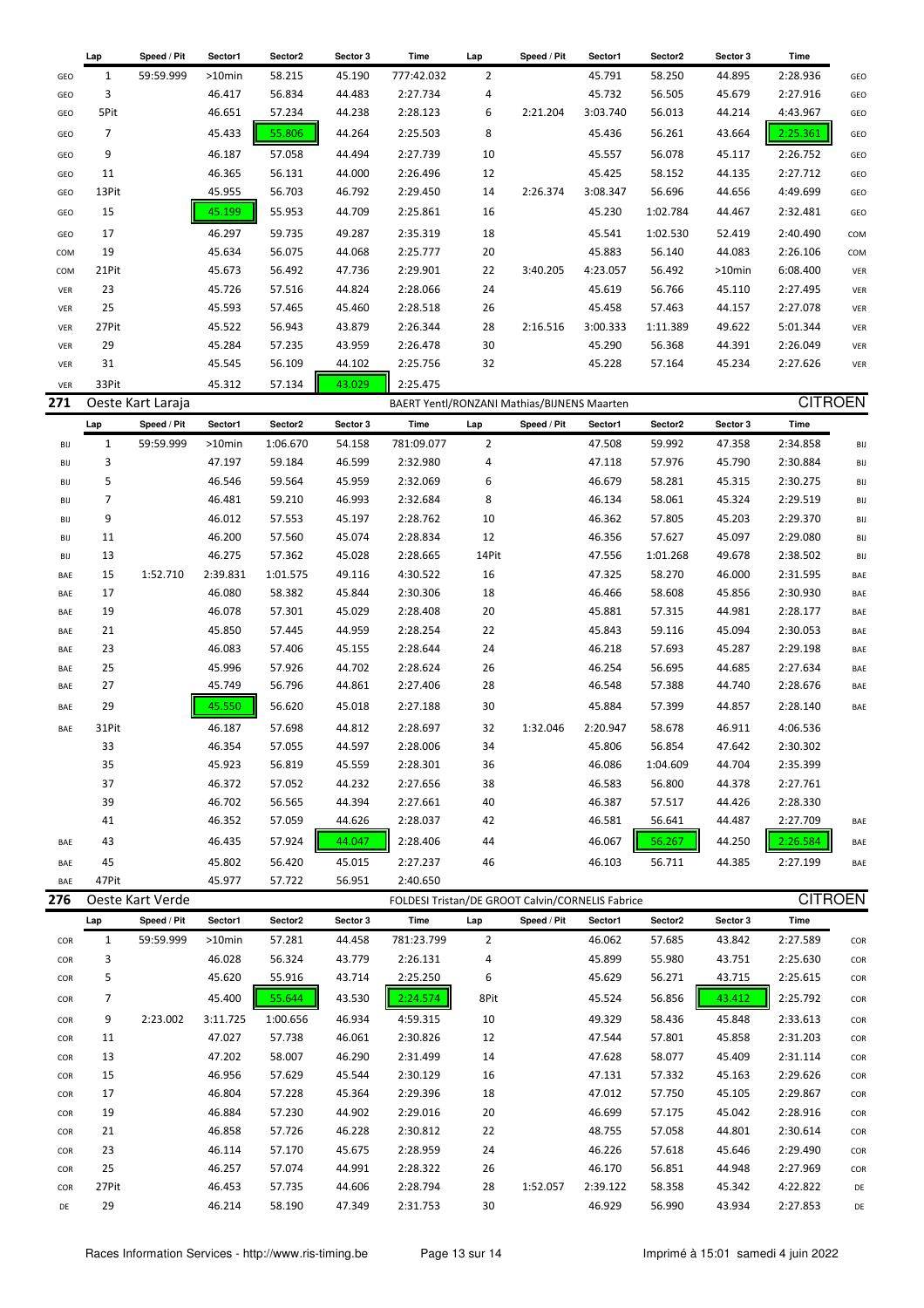| | Lap | Speed / Pit | Sector1 | Sector2 | Sector 3 | Time | Lap | Speed / Pit | Sector1 | Sector2 | Sector 3 | Time | |
|---|---|---|---|---|---|---|---|---|---|---|---|---|---|
| GEO | 1 | 59:59.999 | >10min | 58.215 | 45.190 | 777:42.032 | 2 | | 45.791 | 58.250 | 44.895 | 2:28.936 | GEO |
| GEO | 3 | | 46.417 | 56.834 | 44.483 | 2:27.734 | 4 | | 45.732 | 56.505 | 45.679 | 2:27.916 | GEO |
| GEO | 5Pit | | 46.651 | 57.234 | 44.238 | 2:28.123 | 6 | 2:21.204 | 3:03.740 | 56.013 | 44.214 | 4:43.967 | GEO |
| GEO | 7 | | 45.433 | 55.806 | 44.264 | 2:25.503 | 8 | | 45.436 | 56.261 | 43.664 | 2:25.361 | GEO |
| GEO | 9 | | 46.187 | 57.058 | 44.494 | 2:27.739 | 10 | | 45.557 | 56.078 | 45.117 | 2:26.752 | GEO |
| GEO | 11 | | 46.365 | 56.131 | 44.000 | 2:26.496 | 12 | | 45.425 | 58.152 | 44.135 | 2:27.712 | GEO |
| GEO | 13Pit | | 45.955 | 56.703 | 46.792 | 2:29.450 | 14 | 2:26.374 | 3:08.347 | 56.696 | 44.656 | 4:49.699 | GEO |
| GEO | 15 | | 45.199 | 55.953 | 44.709 | 2:25.861 | 16 | | 45.230 | 1:02.784 | 44.467 | 2:32.481 | GEO |
| GEO | 17 | | 46.297 | 59.735 | 49.287 | 2:35.319 | 18 | | 45.541 | 1:02.530 | 52.419 | 2:40.490 | COM |
| COM | 19 | | 45.634 | 56.075 | 44.068 | 2:25.777 | 20 | | 45.883 | 56.140 | 44.083 | 2:26.106 | COM |
| COM | 21Pit | | 45.673 | 56.492 | 47.736 | 2:29.901 | 22 | 3:40.205 | 4:23.057 | 56.492 | >10min | 6:08.400 | VER |
| VER | 23 | | 45.726 | 57.516 | 44.824 | 2:28.066 | 24 | | 45.619 | 56.766 | 45.110 | 2:27.495 | VER |
| VER | 25 | | 45.593 | 57.465 | 45.460 | 2:28.518 | 26 | | 45.458 | 57.463 | 44.157 | 2:27.078 | VER |
| VER | 27Pit | | 45.522 | 56.943 | 43.879 | 2:26.344 | 28 | 2:16.516 | 3:00.333 | 1:11.389 | 49.622 | 5:01.344 | VER |
| VER | 29 | | 45.284 | 57.235 | 43.959 | 2:26.478 | 30 | | 45.290 | 56.368 | 44.391 | 2:26.049 | VER |
| VER | 31 | | 45.545 | 56.109 | 44.102 | 2:25.756 | 32 | | 45.228 | 57.164 | 45.234 | 2:27.626 | VER |
| VER | 33Pit | | 45.312 | 57.134 | 43.029 | 2:25.475 | | | | | | | |

## 271 Oeste Kart Laraja — BAERT Yentl/RONZANI Mathias/BIJNENS Maarten — CITROEN

| | Lap | Speed / Pit | Sector1 | Sector2 | Sector 3 | Time | Lap | Speed / Pit | Sector1 | Sector2 | Sector 3 | Time | |
|---|---|---|---|---|---|---|---|---|---|---|---|---|---|
| BIJ | 1 | 59:59.999 | >10min | 1:06.670 | 54.158 | 781:09.077 | 2 | | 47.508 | 59.992 | 47.358 | 2:34.858 | BIJ |
| BIJ | 3 | | 47.197 | 59.184 | 46.599 | 2:32.980 | 4 | | 47.118 | 57.976 | 45.790 | 2:30.884 | BIJ |
| BIJ | 5 | | 46.546 | 59.564 | 45.959 | 2:32.069 | 6 | | 46.679 | 58.281 | 45.315 | 2:30.275 | BIJ |
| BIJ | 7 | | 46.481 | 59.210 | 46.993 | 2:32.684 | 8 | | 46.134 | 58.061 | 45.324 | 2:29.519 | BIJ |
| BIJ | 9 | | 46.012 | 57.553 | 45.197 | 2:28.762 | 10 | | 46.362 | 57.805 | 45.203 | 2:29.370 | BIJ |
| BIJ | 11 | | 46.200 | 57.560 | 45.074 | 2:28.834 | 12 | | 46.356 | 57.627 | 45.097 | 2:29.080 | BIJ |
| BIJ | 13 | | 46.275 | 57.362 | 45.028 | 2:28.665 | 14Pit | | 47.556 | 1:01.268 | 49.678 | 2:38.502 | BIJ |
| BAE | 15 | 1:52.710 | 2:39.831 | 1:01.575 | 49.116 | 4:30.522 | 16 | | 47.325 | 58.270 | 46.000 | 2:31.595 | BAE |
| BAE | 17 | | 46.080 | 58.382 | 45.844 | 2:30.306 | 18 | | 46.466 | 58.608 | 45.856 | 2:30.930 | BAE |
| BAE | 19 | | 46.078 | 57.301 | 45.029 | 2:28.408 | 20 | | 45.881 | 57.315 | 44.981 | 2:28.177 | BAE |
| BAE | 21 | | 45.850 | 57.445 | 44.959 | 2:28.254 | 22 | | 45.843 | 59.116 | 45.094 | 2:30.053 | BAE |
| BAE | 23 | | 46.083 | 57.406 | 45.155 | 2:28.644 | 24 | | 46.218 | 57.693 | 45.287 | 2:29.198 | BAE |
| BAE | 25 | | 45.996 | 57.926 | 44.702 | 2:28.624 | 26 | | 46.254 | 56.695 | 44.685 | 2:27.634 | BAE |
| BAE | 27 | | 45.749 | 56.796 | 44.861 | 2:27.406 | 28 | | 46.548 | 57.388 | 44.740 | 2:28.676 | BAE |
| BAE | 29 | | 45.550 | 56.620 | 45.018 | 2:27.188 | 30 | | 45.884 | 57.399 | 44.857 | 2:28.140 | BAE |
| BAE | 31Pit | | 46.187 | 57.698 | 44.812 | 2:28.697 | 32 | 1:32.046 | 2:20.947 | 58.678 | 46.911 | 4:06.536 | |
| | 33 | | 46.354 | 57.055 | 44.597 | 2:28.006 | 34 | | 45.806 | 56.854 | 47.642 | 2:30.302 | |
| | 35 | | 45.923 | 56.819 | 45.559 | 2:28.301 | 36 | | 46.086 | 1:04.609 | 44.704 | 2:35.399 | |
| | 37 | | 46.372 | 57.052 | 44.232 | 2:27.656 | 38 | | 46.583 | 56.800 | 44.378 | 2:27.761 | |
| | 39 | | 46.702 | 56.565 | 44.394 | 2:27.661 | 40 | | 46.387 | 57.517 | 44.426 | 2:28.330 | |
| | 41 | | 46.352 | 57.059 | 44.626 | 2:28.037 | 42 | | 46.581 | 56.641 | 44.487 | 2:27.709 | BAE |
| BAE | 43 | | 46.435 | 57.924 | 44.047 | 2:28.406 | 44 | | 46.067 | 56.267 | 44.250 | 2:26.584 | BAE |
| BAE | 45 | | 45.802 | 56.420 | 45.015 | 2:27.237 | 46 | | 46.103 | 56.711 | 44.385 | 2:27.199 | BAE |
| BAE | 47Pit | | 45.977 | 57.722 | 56.951 | 2:40.650 | | | | | | | |

## 276 Oeste Kart Verde — FOLDESI Tristan/DE GROOT Calvin/CORNELIS Fabrice — CITROEN

| | Lap | Speed / Pit | Sector1 | Sector2 | Sector 3 | Time | Lap | Speed / Pit | Sector1 | Sector2 | Sector 3 | Time | |
|---|---|---|---|---|---|---|---|---|---|---|---|---|---|
| COR | 1 | 59:59.999 | >10min | 57.281 | 44.458 | 781:23.799 | 2 | | 46.062 | 57.685 | 43.842 | 2:27.589 | COR |
| COR | 3 | | 46.028 | 56.324 | 43.779 | 2:26.131 | 4 | | 45.899 | 55.980 | 43.751 | 2:25.630 | COR |
| COR | 5 | | 45.620 | 55.916 | 43.714 | 2:25.250 | 6 | | 45.629 | 56.271 | 43.715 | 2:25.615 | COR |
| COR | 7 | | 45.400 | 55.644 | 43.530 | 2:24.574 | 8Pit | | 45.524 | 56.856 | 43.412 | 2:25.792 | COR |
| COR | 9 | 2:23.002 | 3:11.725 | 1:00.656 | 46.934 | 4:59.315 | 10 | | 49.329 | 58.436 | 45.848 | 2:33.613 | COR |
| COR | 11 | | 47.027 | 57.738 | 46.061 | 2:30.826 | 12 | | 47.544 | 57.801 | 45.858 | 2:31.203 | COR |
| COR | 13 | | 47.202 | 58.007 | 46.290 | 2:31.499 | 14 | | 47.628 | 58.077 | 45.409 | 2:31.114 | COR |
| COR | 15 | | 46.956 | 57.629 | 45.544 | 2:30.129 | 16 | | 47.131 | 57.332 | 45.163 | 2:29.626 | COR |
| COR | 17 | | 46.804 | 57.228 | 45.364 | 2:29.396 | 18 | | 47.012 | 57.750 | 45.105 | 2:29.867 | COR |
| COR | 19 | | 46.884 | 57.230 | 44.902 | 2:29.016 | 20 | | 46.699 | 57.175 | 45.042 | 2:28.916 | COR |
| COR | 21 | | 46.858 | 57.726 | 46.228 | 2:30.812 | 22 | | 48.755 | 57.058 | 44.801 | 2:30.614 | COR |
| COR | 23 | | 46.114 | 57.170 | 45.675 | 2:28.959 | 24 | | 46.226 | 57.618 | 45.646 | 2:29.490 | COR |
| COR | 25 | | 46.257 | 57.074 | 44.991 | 2:28.322 | 26 | | 46.170 | 56.851 | 44.948 | 2:27.969 | COR |
| COR | 27Pit | | 46.453 | 57.735 | 44.606 | 2:28.794 | 28 | 1:52.057 | 2:39.122 | 58.358 | 45.342 | 4:22.822 | DE |
| DE | 29 | | 46.214 | 58.190 | 47.349 | 2:31.753 | 30 | | 46.929 | 56.990 | 43.934 | 2:27.853 | DE |

Races Information Services - http://www.ris-timing.be

Imprimé à 15:01 samedi 4 juin 2022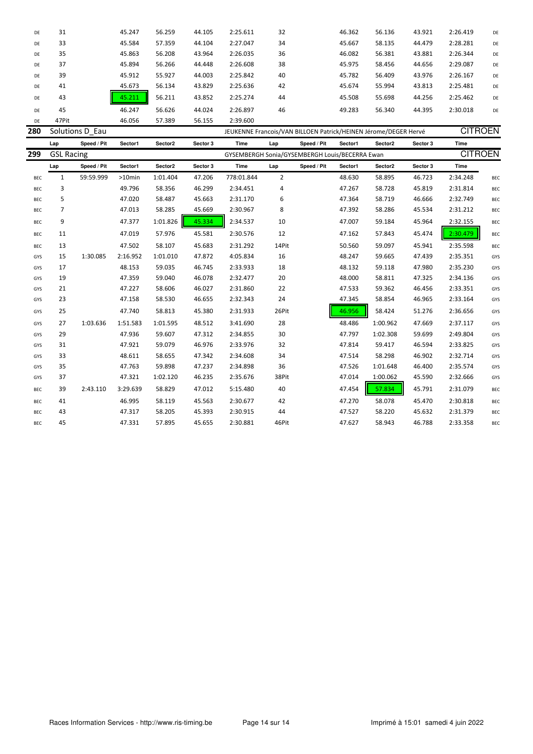| | Lap | Speed / Pit | Sector1 | Sector2 | Sector 3 | Time | Lap | Speed / Pit | Sector1 | Sector2 | Sector 3 | Time | |
|---|---|---|---|---|---|---|---|---|---|---|---|---|---|
| DE | 31 | | 45.247 | 56.259 | 44.105 | 2:25.611 | 32 | | 46.362 | 56.136 | 43.921 | 2:26.419 | DE |
| DE | 33 | | 45.584 | 57.359 | 44.104 | 2:27.047 | 34 | | 45.667 | 58.135 | 44.479 | 2:28.281 | DE |
| DE | 35 | | 45.863 | 56.208 | 43.964 | 2:26.035 | 36 | | 46.082 | 56.381 | 43.881 | 2:26.344 | DE |
| DE | 37 | | 45.894 | 56.266 | 44.448 | 2:26.608 | 38 | | 45.975 | 58.456 | 44.656 | 2:29.087 | DE |
| DE | 39 | | 45.912 | 55.927 | 44.003 | 2:25.842 | 40 | | 45.782 | 56.409 | 43.976 | 2:26.167 | DE |
| DE | 41 | | 45.673 | 56.134 | 43.829 | 2:25.636 | 42 | | 45.674 | 55.994 | 43.813 | 2:25.481 | DE |
| DE | 43 | | 45.211 | 56.211 | 43.852 | 2:25.274 | 44 | | 45.508 | 55.698 | 44.256 | 2:25.462 | DE |
| DE | 45 | | 46.247 | 56.626 | 44.024 | 2:26.897 | 46 | | 49.283 | 56.340 | 44.395 | 2:30.018 | DE |
| DE | 47Pit | | 46.056 | 57.389 | 56.155 | 2:39.600 | | | | | | | |

**280** Solutions D_Eau — JEUKENNE Francois/VAN BILLOEN Patrick/HEINEN Jérome/DEGER Hervé — CITROEN

| Lap | Speed / Pit | Sector1 | Sector2 | Sector 3 | Time | Lap | Speed / Pit | Sector1 | Sector2 | Sector 3 | Time |
|---|---|---|---|---|---|---|---|---|---|---|---|

**299** GSL Racing — GYSEMBERGH Sonia/GYSEMBERGH Louis/BECERRA Ewan — CITROEN

| | Lap | Speed / Pit | Sector1 | Sector2 | Sector 3 | Time | Lap | Speed / Pit | Sector1 | Sector2 | Sector 3 | Time | |
|---|---|---|---|---|---|---|---|---|---|---|---|---|---|
| BEC | 1 | 59:59.999 | >10min | 1:01.404 | 47.206 | 778:01.844 | 2 | | 48.630 | 58.895 | 46.723 | 2:34.248 | BEC |
| BEC | 3 | | 49.796 | 58.356 | 46.299 | 2:34.451 | 4 | | 47.267 | 58.728 | 45.819 | 2:31.814 | BEC |
| BEC | 5 | | 47.020 | 58.487 | 45.663 | 2:31.170 | 6 | | 47.364 | 58.719 | 46.666 | 2:32.749 | BEC |
| BEC | 7 | | 47.013 | 58.285 | 45.669 | 2:30.967 | 8 | | 47.392 | 58.286 | 45.534 | 2:31.212 | BEC |
| BEC | 9 | | 47.377 | 1:01.826 | 45.334 | 2:34.537 | 10 | | 47.007 | 59.184 | 45.964 | 2:32.155 | BEC |
| BEC | 11 | | 47.019 | 57.976 | 45.581 | 2:30.576 | 12 | | 47.162 | 57.843 | 45.474 | 2:30.479 | BEC |
| BEC | 13 | | 47.502 | 58.107 | 45.683 | 2:31.292 | 14Pit | | 50.560 | 59.097 | 45.941 | 2:35.598 | BEC |
| GYS | 15 | 1:30.085 | 2:16.952 | 1:01.010 | 47.872 | 4:05.834 | 16 | | 48.247 | 59.665 | 47.439 | 2:35.351 | GYS |
| GYS | 17 | | 48.153 | 59.035 | 46.745 | 2:33.933 | 18 | | 48.132 | 59.118 | 47.980 | 2:35.230 | GYS |
| GYS | 19 | | 47.359 | 59.040 | 46.078 | 2:32.477 | 20 | | 48.000 | 58.811 | 47.325 | 2:34.136 | GYS |
| GYS | 21 | | 47.227 | 58.606 | 46.027 | 2:31.860 | 22 | | 47.533 | 59.362 | 46.456 | 2:33.351 | GYS |
| GYS | 23 | | 47.158 | 58.530 | 46.655 | 2:32.343 | 24 | | 47.345 | 58.854 | 46.965 | 2:33.164 | GYS |
| GYS | 25 | | 47.740 | 58.813 | 45.380 | 2:31.933 | 26Pit | | 46.956 | 58.424 | 51.276 | 2:36.656 | GYS |
| GYS | 27 | 1:03.636 | 1:51.583 | 1:01.595 | 48.512 | 3:41.690 | 28 | | 48.486 | 1:00.962 | 47.669 | 2:37.117 | GYS |
| GYS | 29 | | 47.936 | 59.607 | 47.312 | 2:34.855 | 30 | | 47.797 | 1:02.308 | 59.699 | 2:49.804 | GYS |
| GYS | 31 | | 47.921 | 59.079 | 46.976 | 2:33.976 | 32 | | 47.814 | 59.417 | 46.594 | 2:33.825 | GYS |
| GYS | 33 | | 48.611 | 58.655 | 47.342 | 2:34.608 | 34 | | 47.514 | 58.298 | 46.902 | 2:32.714 | GYS |
| GYS | 35 | | 47.763 | 59.898 | 47.237 | 2:34.898 | 36 | | 47.526 | 1:01.648 | 46.400 | 2:35.574 | GYS |
| GYS | 37 | | 47.321 | 1:02.120 | 46.235 | 2:35.676 | 38Pit | | 47.014 | 1:00.062 | 45.590 | 2:32.666 | GYS |
| BEC | 39 | 2:43.110 | 3:29.639 | 58.829 | 47.012 | 5:15.480 | 40 | | 47.454 | 57.834 | 45.791 | 2:31.079 | BEC |
| BEC | 41 | | 46.995 | 58.119 | 45.563 | 2:30.677 | 42 | | 47.270 | 58.078 | 45.470 | 2:30.818 | BEC |
| BEC | 43 | | 47.317 | 58.205 | 45.393 | 2:30.915 | 44 | | 47.527 | 58.220 | 45.632 | 2:31.379 | BEC |
| BEC | 45 | | 47.331 | 57.895 | 45.655 | 2:30.881 | 46Pit | | 47.627 | 58.943 | 46.788 | 2:33.358 | BEC |

Races Information Services - http://www.ris-timing.be Imprimé à 15:01 samedi 4 juin 2022